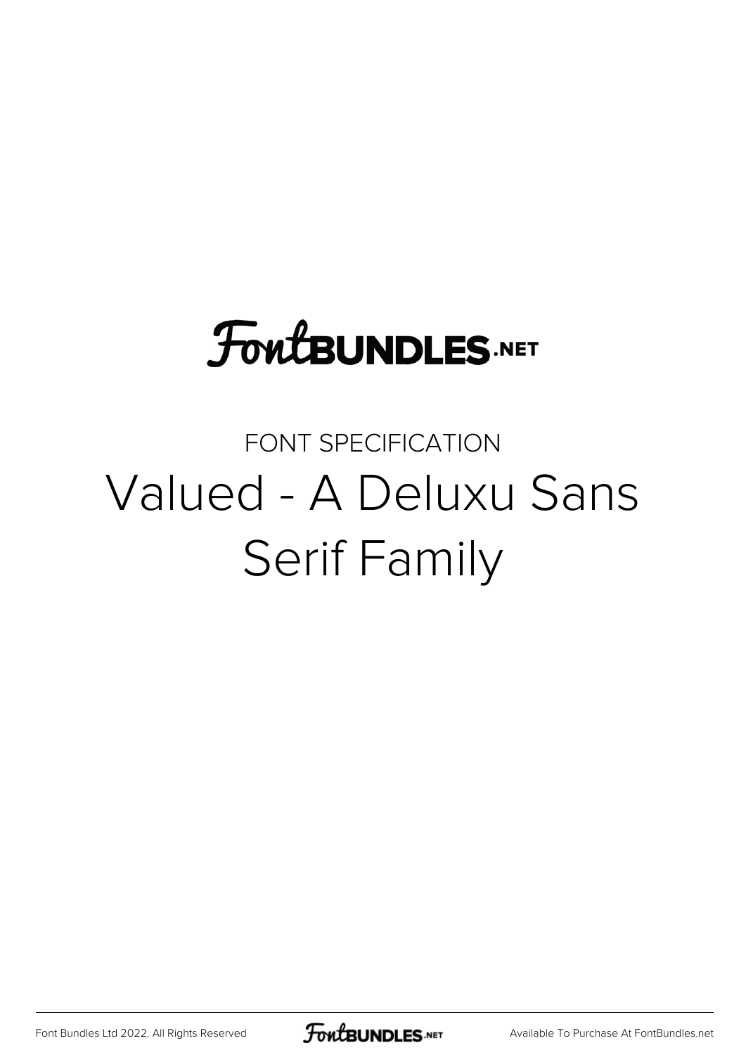FontBUNDLES.NET

FONT SPECIFICATION

# Valued - A Deluxu Sans Serif Family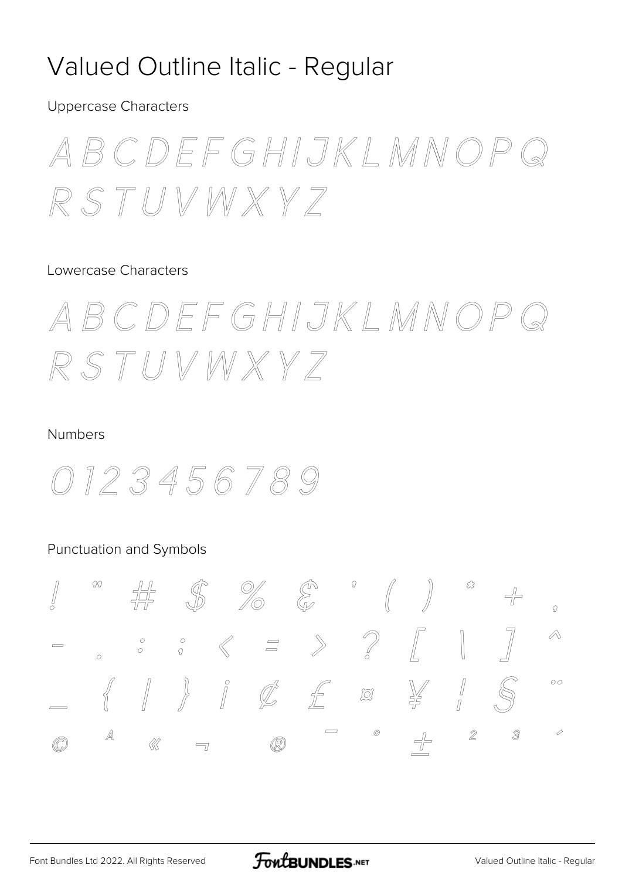# Valued Outline Italic - Regular

Uppercase Characters

A B C D E F G H I J K L M N O P Q R S T U V W X Y Z

Lowercase Characters

A B C D E F G H I J K L M N O P Q R S T U V W X Y Z

Numbers

0 1 2 3 4 5 6 7 8 9

Punctuation and Symbols

! " # $ % & ' ( ) * + ,
- . : ; < = > ? [ \ ] ^
_ { | } ¡ ¢ £ ¤ ¥ ¦ § ¨
© ª « ¬ ® ¯ ° ± ² ³ ´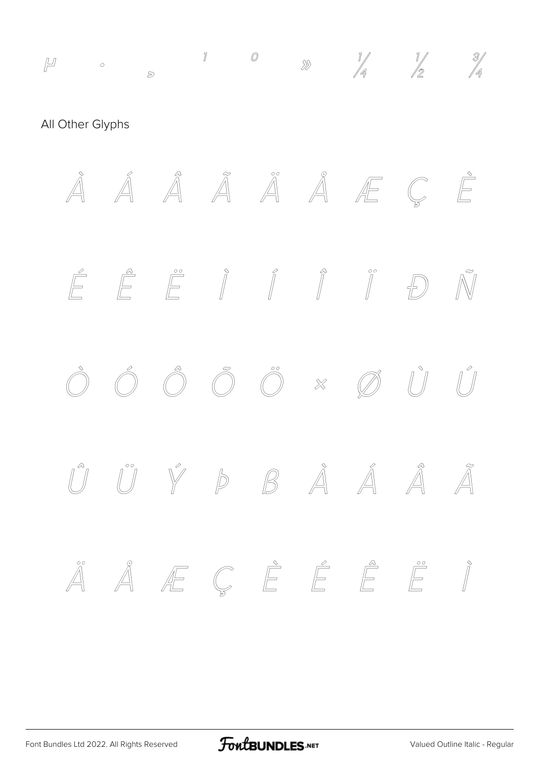µ · ¸ ¹ º » ¼ ½ ¾

All Other Glyphs

À Á Â Ã Ä Å Æ Ç È

É Ê Ë Ì Í Î Ï Ð Ñ

Ò Ó Ô Õ Ö × Ø Ù Ú

Û Ü Ý Þ ß À Á Â Ã

Ä Å Æ Ç È É Ê Ë Ì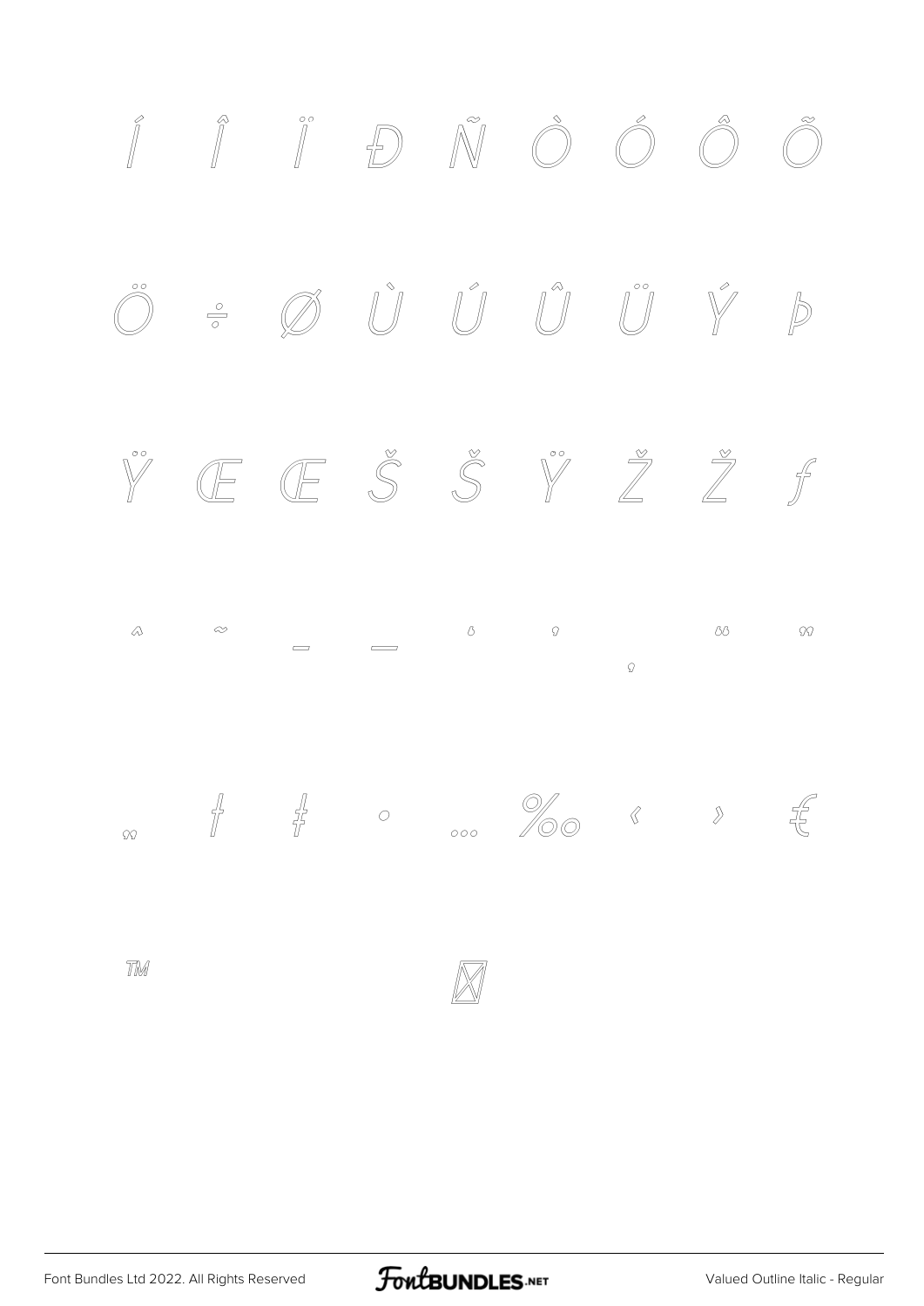Í Î Ï Ð Ñ Ò Ó Ô Õ

Ö ÷ Ø Ù Ú Û Ü Ý Þ

Ÿ Œ Œ Š Š Ÿ Ž Ž ƒ

ˆ ˜ – — ‘ ’ ‚ “ ”

„ † ‡ • … ‰ ‹ › €

™ ￼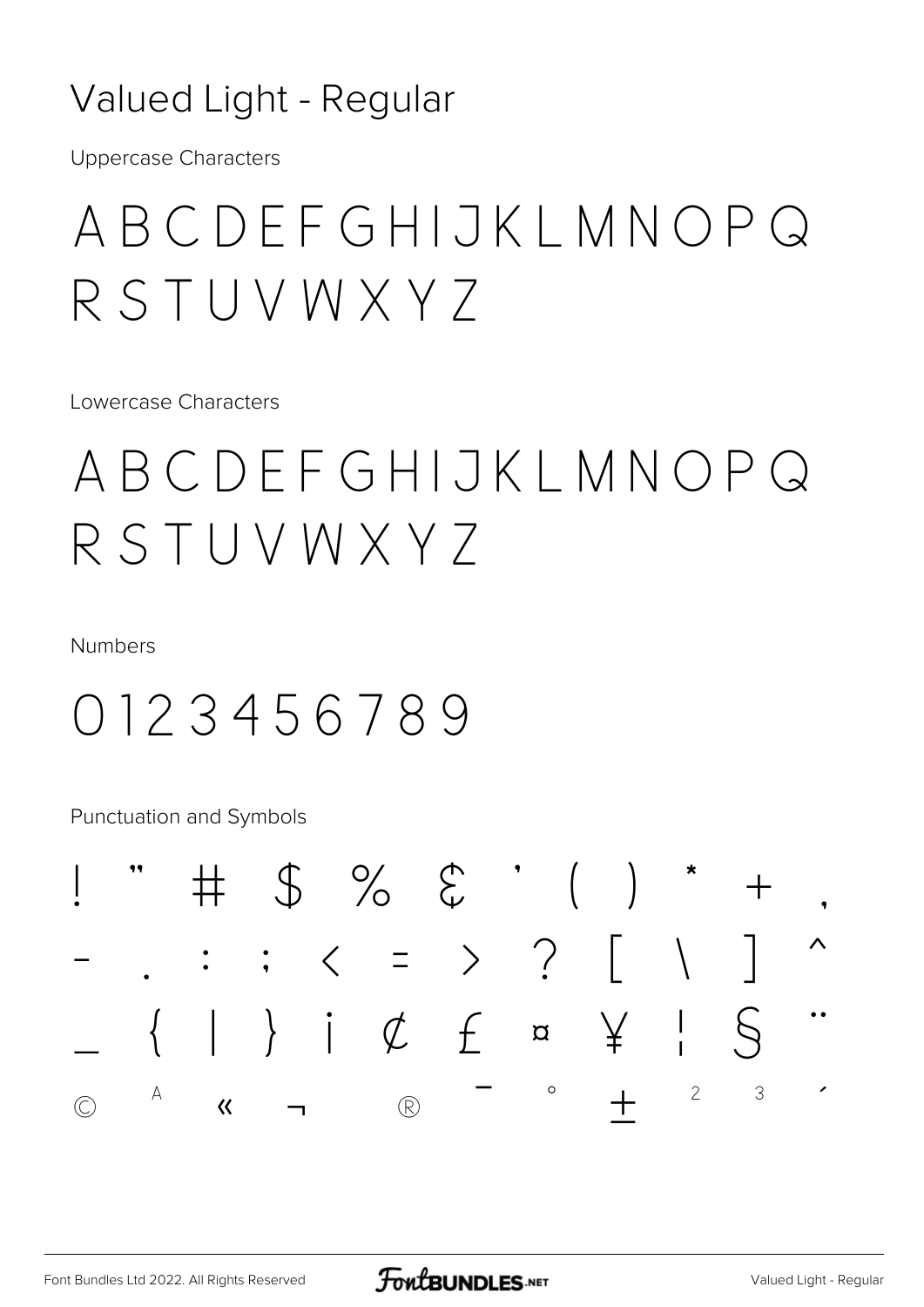# Valued Light - Regular

Uppercase Characters

A B C D E F G H I J K L M N O P Q R S T U V W X Y Z

Lowercase Characters

A B C D E F G H I J K L M N O P Q R S T U V W X Y Z

Numbers

0 1 2 3 4 5 6 7 8 9

Punctuation and Symbols

! " # $ % & ' ( ) * + ,
- . : ; < = > ? [ \ ] ^
_ { | } ¡ ¢ £ ¤ ¥ ¦ § ¨
© ª « ¬ ® ¯ ° ± ² ³ ´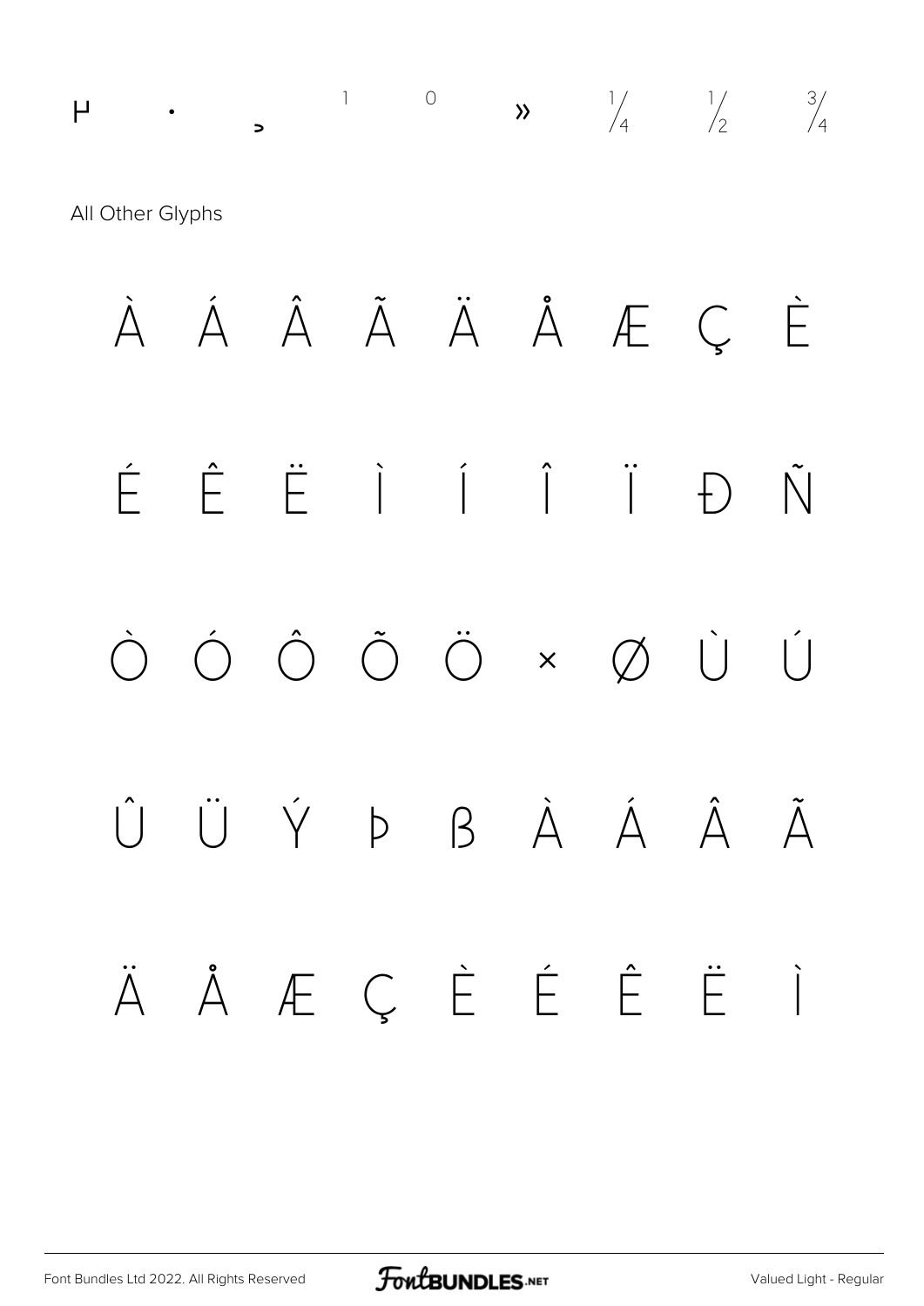µ · ¸ ¹ º » ¼ ½ ¾

All Other Glyphs

À Á Â Ã Ä Å Æ Ç È

É Ê Ë Ì Í Î Ï Ð Ñ

Ò Ó Ô Õ Ö × Ø Ù Ú

Û Ü Ý Þ ß à á â ã

ä å æ ç è é ê ë ì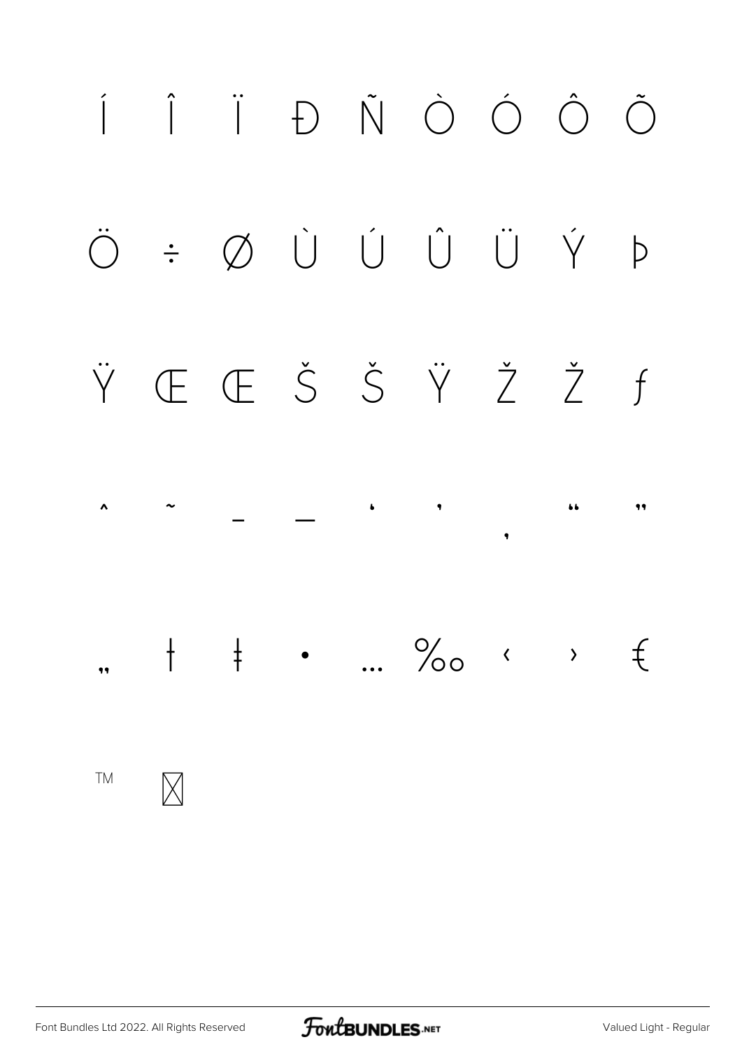Í Î Ï Ð Ñ Ò Ó Ô Õ

Ö ÷ Ø Ù Ú Û Ü Ý Þ

Ÿ Œ Œ Š Š Ÿ Ž Ž ƒ

ˆ ˜ – — ‘ ’ ‚ “ ”

„ † ‡ • … ‰ ‹ › €

™ ⌧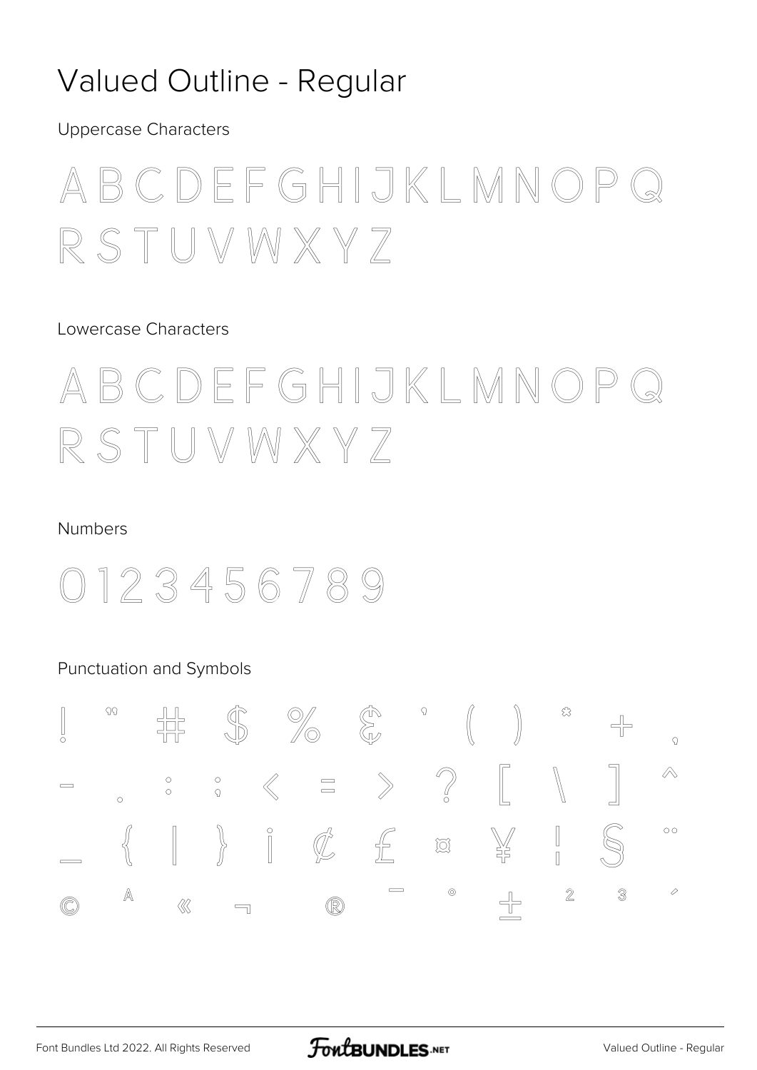# Valued Outline - Regular

Uppercase Characters

A B C D E F G H I J K L M N O P Q R S T U V W X Y Z

Lowercase Characters

A B C D E F G H I J K L M N O P Q R S T U V W X Y Z

Numbers

0 1 2 3 4 5 6 7 8 9

Punctuation and Symbols

! " # $ % & ' ( ) * + , - . : ; < = > ? [ \ ] ^ _ { | } ¡ ¢ £ ¤ ¥ ¦ § ¨ © ª « ¬ ® ¯ ° ± ² ³ ´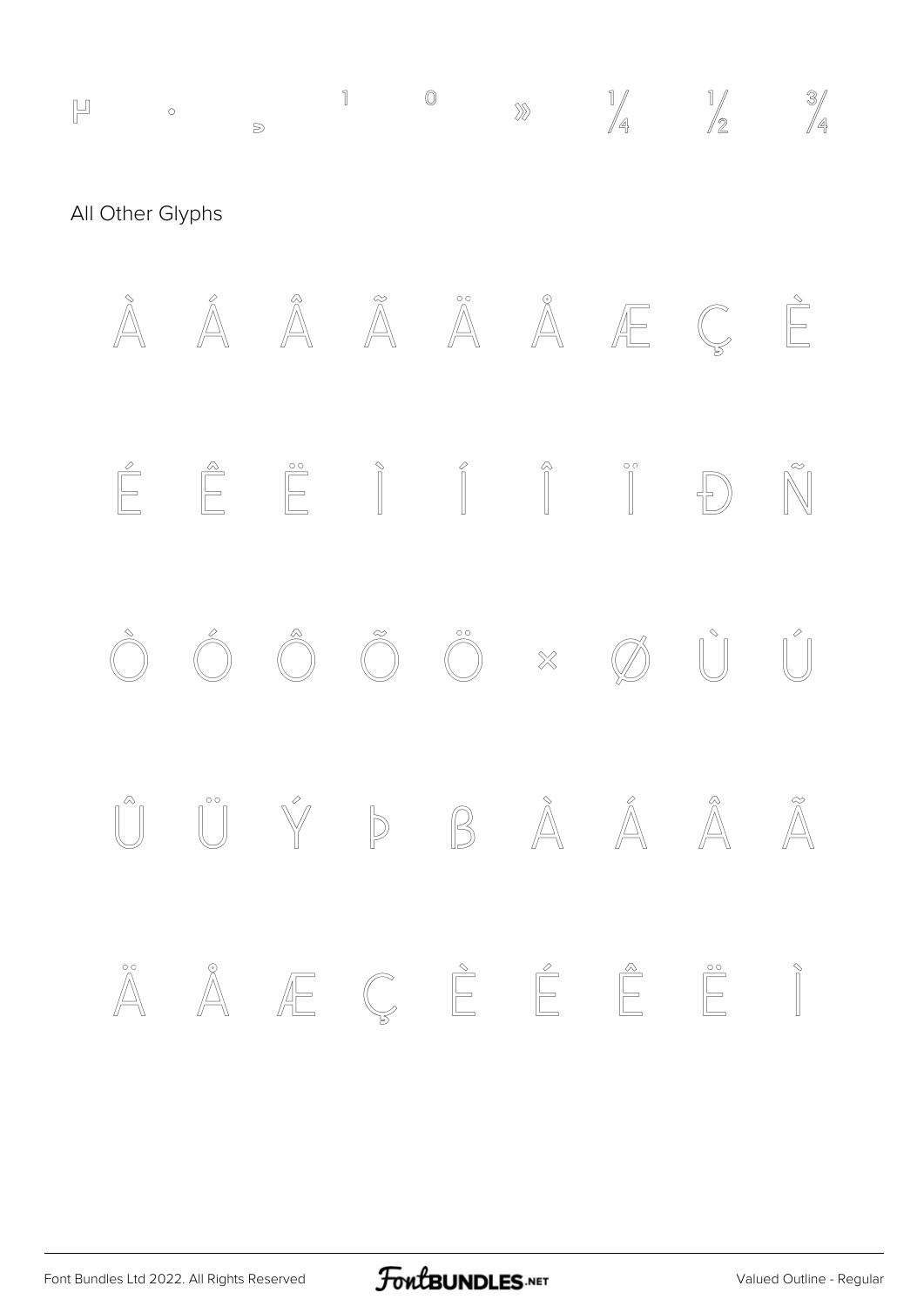µ · ¸ ¹ º » ¼ ½ ¾

All Other Glyphs

À Á Â Ã Ä Å Æ Ç È

É Ê Ë Ì Í Î Ï Ð Ñ

Ò Ó Ô Õ Ö × Ø Ù Ú

Û Ü Ý Þ ß à á â ã

ä å æ ç è é ê ë ì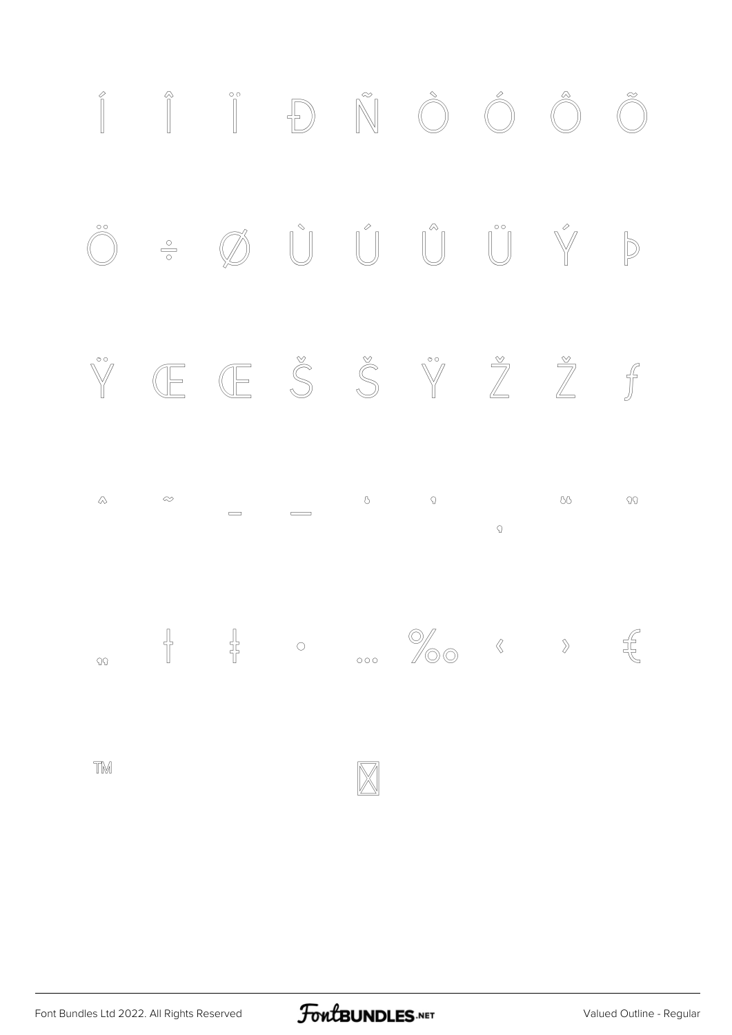Í Î Ï Ð Ñ Ò Ó Ô Õ

Ö ÷ Ø Ù Ú Û Ü Ý Þ

Ÿ Œ Œ Š Š Ÿ Ž Ž ƒ

ˆ ˜ – — ‘ ’ ‚ “ ”

„ † ‡ • … ‰ ‹ › €

™ ⌧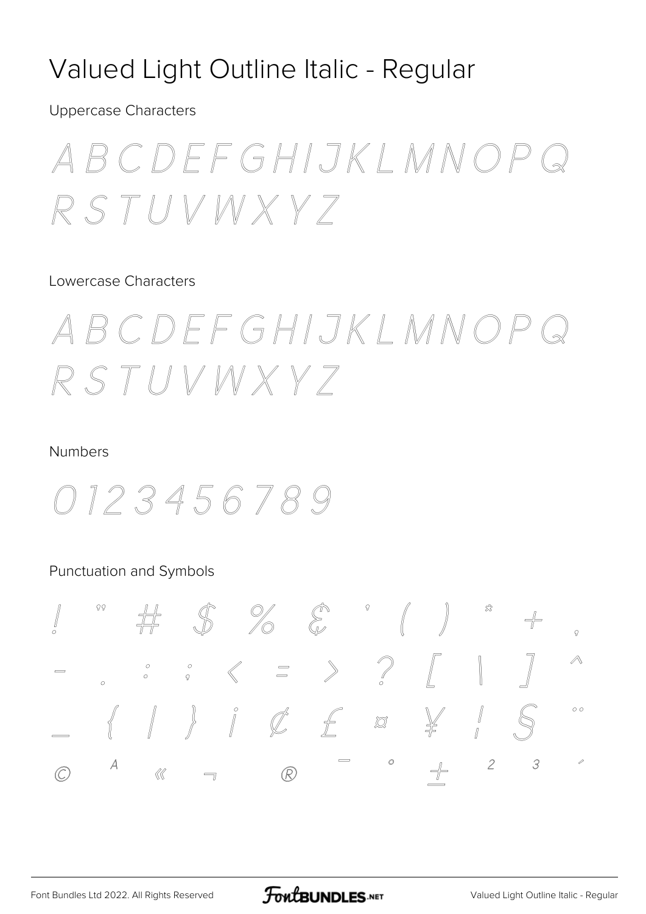# Valued Light Outline Italic - Regular

Uppercase Characters

A B C D E F G H I J K L M N O P Q R S T U V W X Y Z

Lowercase Characters

A B C D E F G H I J K L M N O P Q R S T U V W X Y Z

Numbers

0 1 2 3 4 5 6 7 8 9

Punctuation and Symbols

! " # $ % & ' ( ) * + ,
- . : ; < = > ? [ \ ] ^
_ { | } ¡ ¢ £ ¤ ¥ ¦ § ¨
© ª « ¬ ® ¯ ° ± ² ³ ´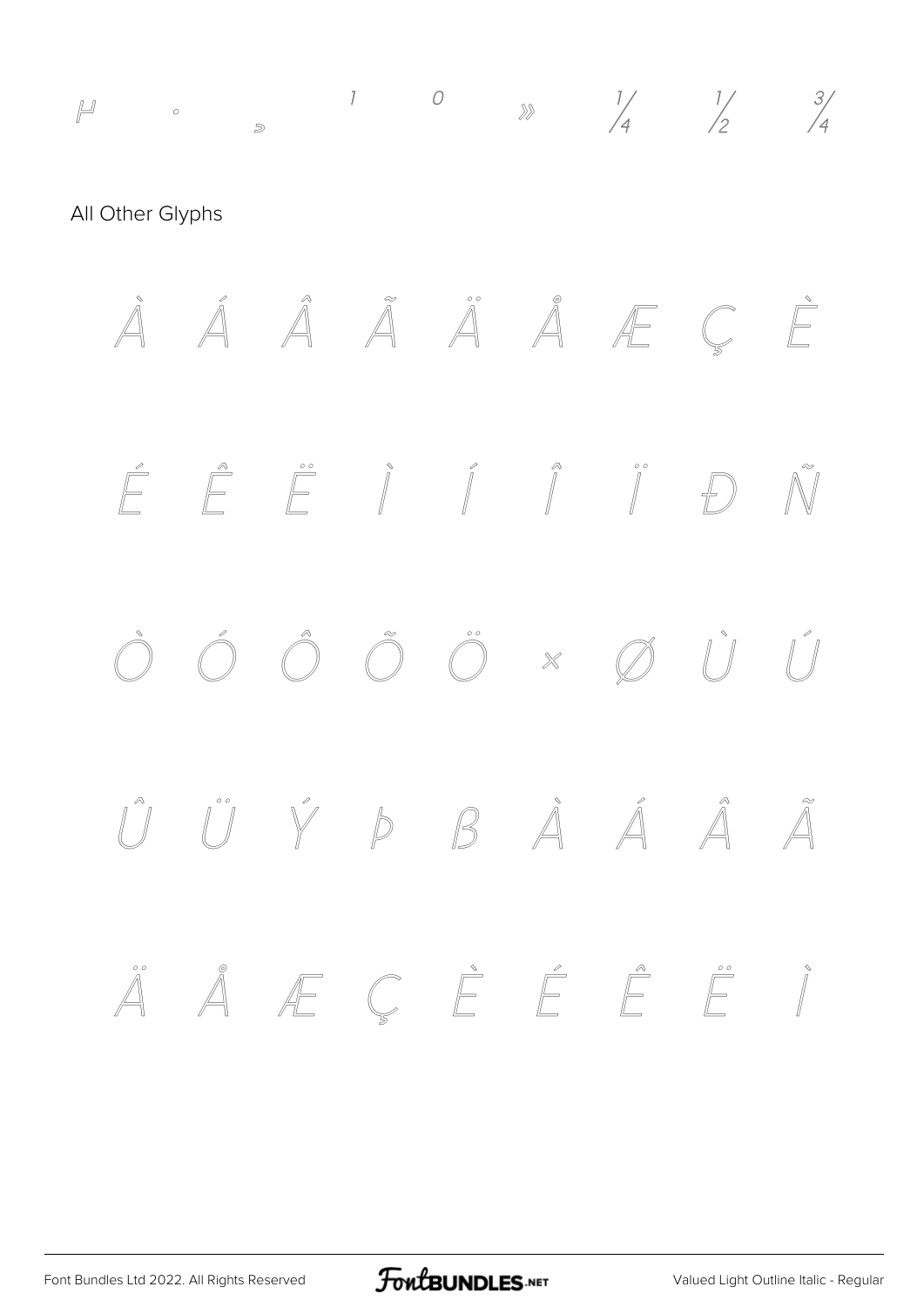µ · ¸ ¹ º » ¼ ½ ¾

All Other Glyphs

À Á Â Ã Ä Å Æ Ç È

É Ê Ë Ì Í Î Ï Ð Ñ

Ò Ó Ô Õ Ö × Ø Ù Ú

Û Ü Ý Þ ß à á â ã

ä å æ ç è é ê ë ì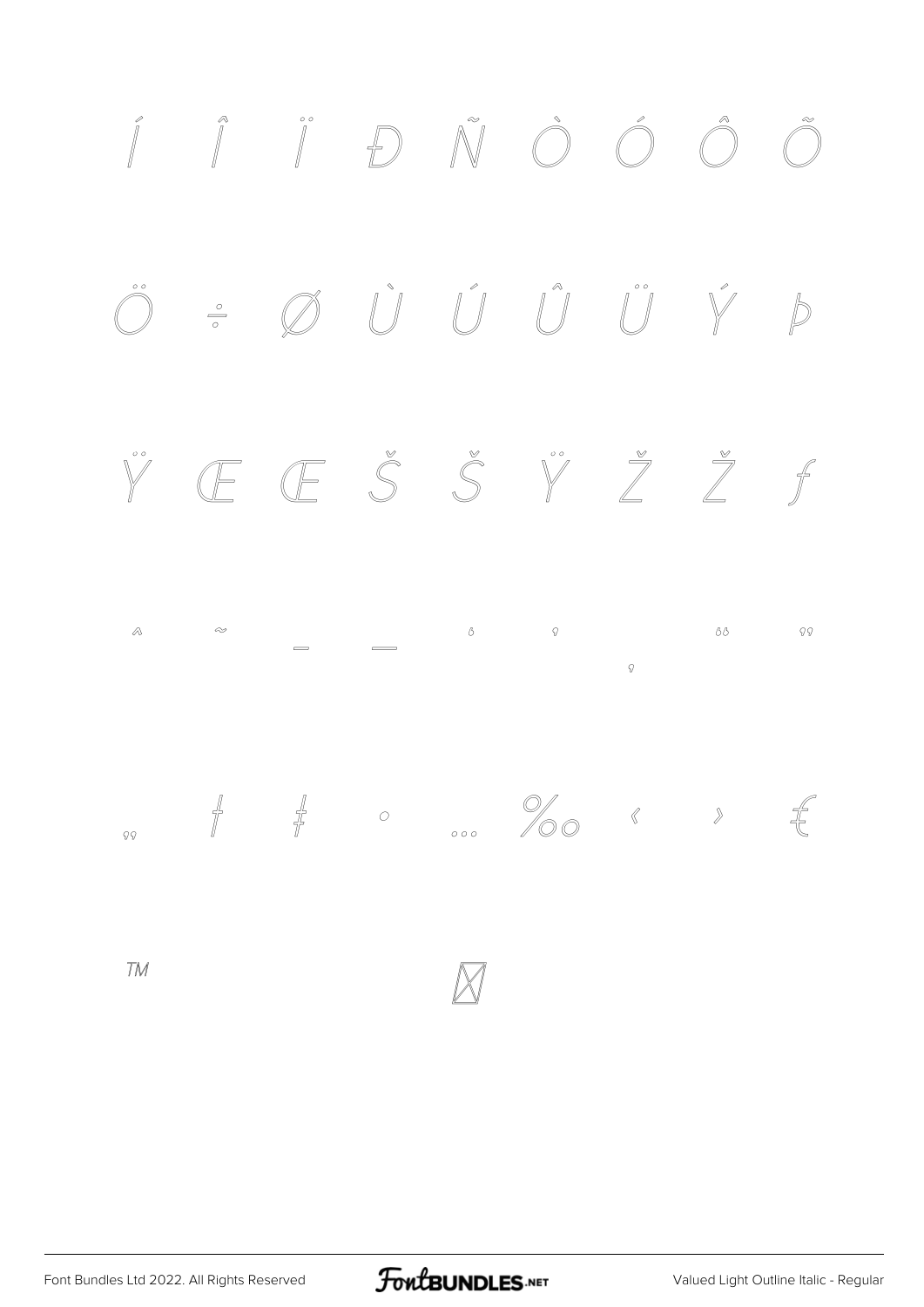Í Î Ï Ð Ñ Ò Ó Ô Õ

Ö ÷ Ø Ù Ú Û Ü Ý Þ

Ÿ Œ Œ Š Š Ÿ Ž Ž ƒ

ˆ ˜ – — ‘ ’ ‚ “ ”

„ † ‡ • … ‰ ‹ › €

™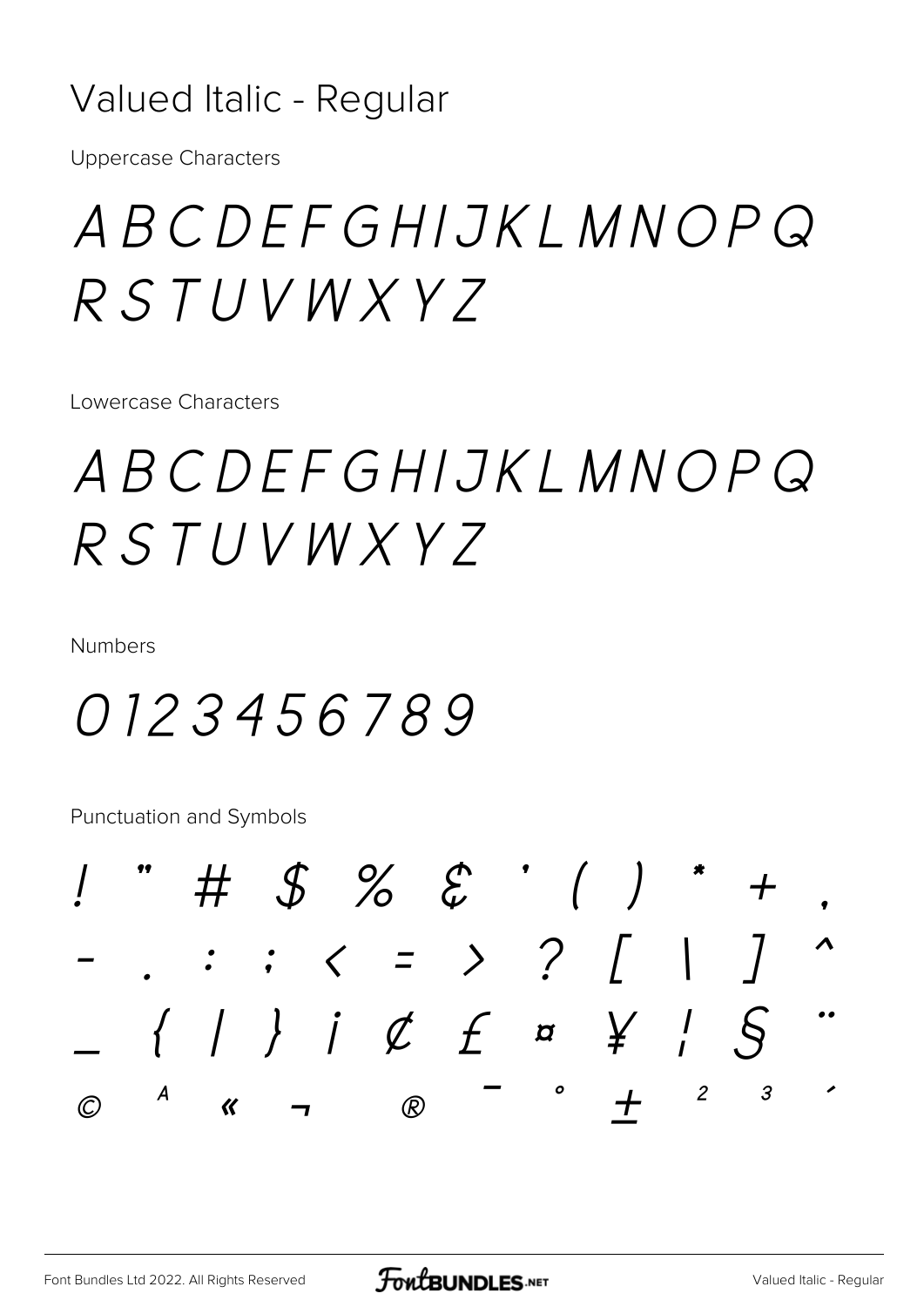# Valued Italic - Regular

Uppercase Characters

*A B C D E F G H I J K L M N O P Q R S T U V W X Y Z*

Lowercase Characters

*A B C D E F G H I J K L M N O P Q R S T U V W X Y Z*

Numbers

*0 1 2 3 4 5 6 7 8 9*

Punctuation and Symbols

*! " # $ % & ' ( ) * + ,*

*- . : ; < = > ? [ \ ] ^*

*_ { | } ¡ ¢ £ ¤ ¥ ¦ § ¨*

*© ª « ¬ ® ¯ ° ± ² ³ ´*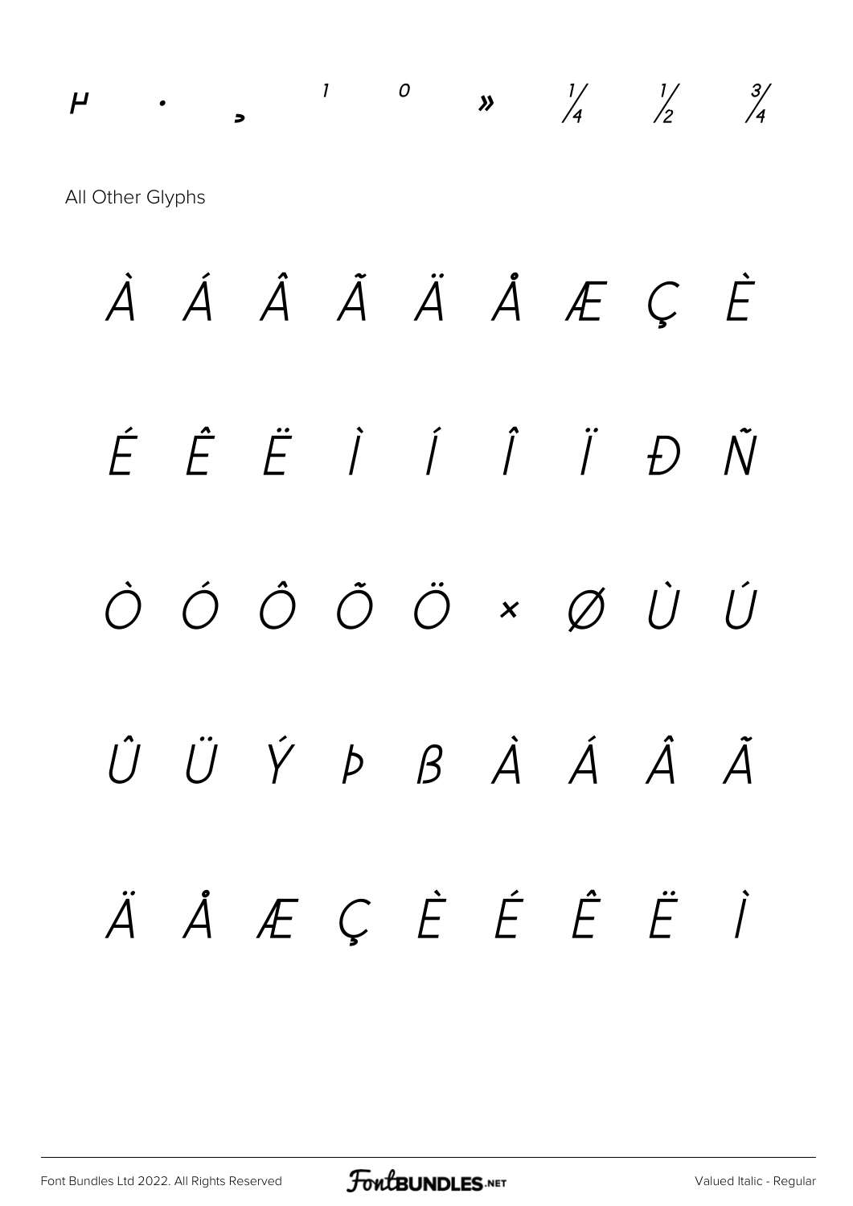µ · ¸ ¹ º » ¼ ½ ¾

All Other Glyphs

À Á Â Ã Ä Å Æ Ç È

É Ê Ë Ì Í Î Ï Ð Ñ

Ò Ó Ô Õ Ö × Ø Ù Ú

Û Ü Ý Þ ß À Á Â Ã

Ä Å Æ Ç È É Ê Ë Ì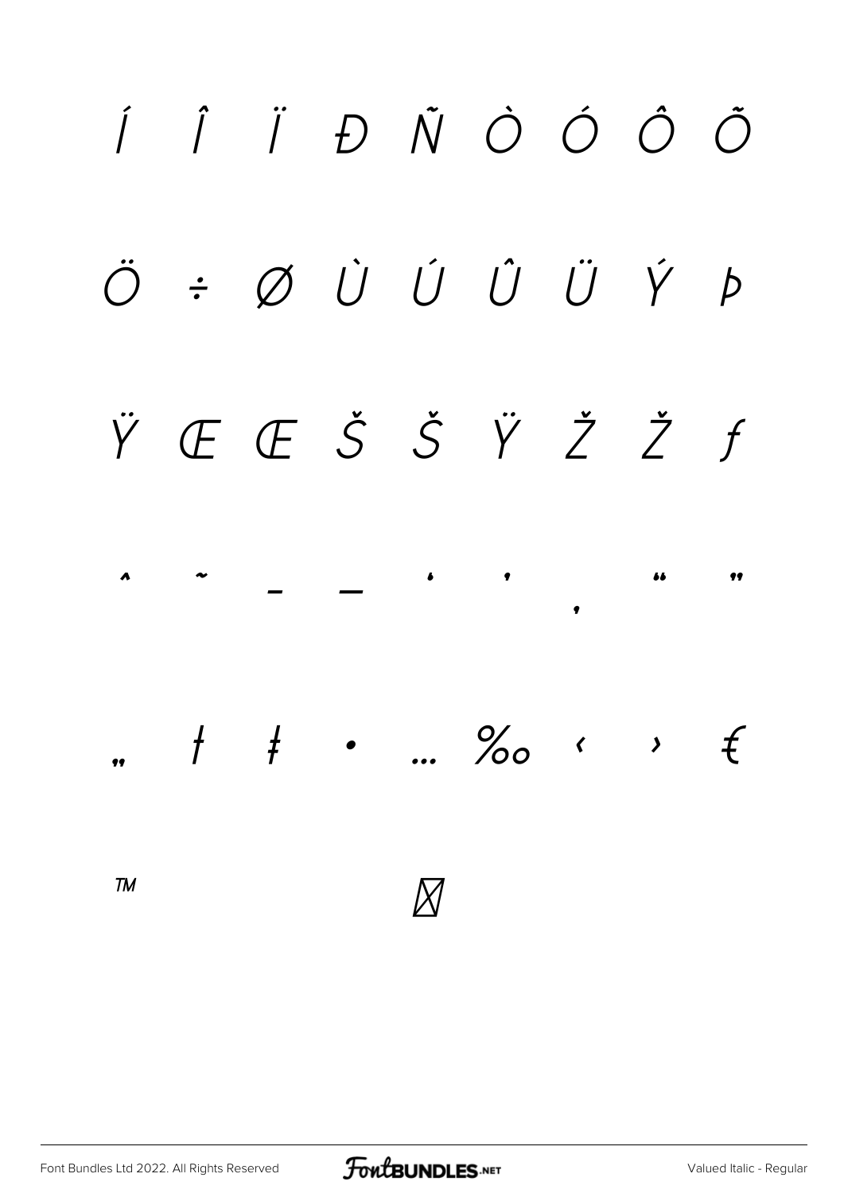Í Î Ï Ð Ñ Ò Ó Ô Õ

Ö ÷ Ø Ù Ú Û Ü Ý Þ

Ÿ Œ Œ Š Š Ÿ Ž Ž ƒ

ˆ ˜ – — ‘ ’ ‚ “ ”

„ † ‡ • … ‰ ‹ › €

™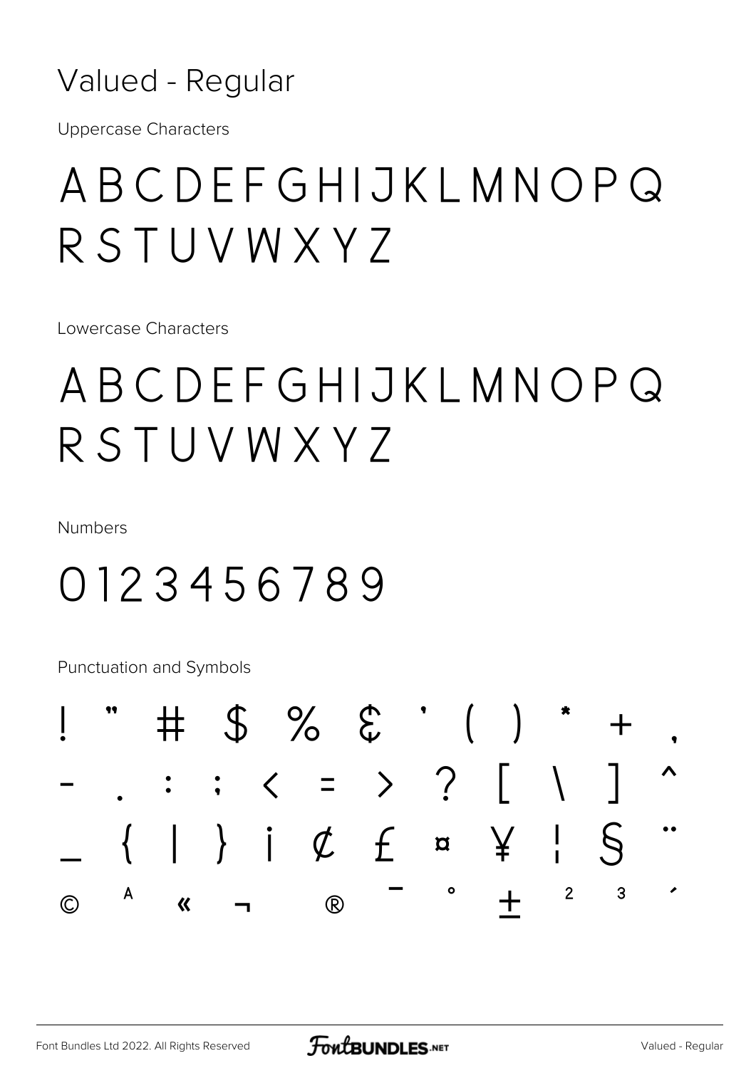# Valued - Regular

Uppercase Characters

ABCDEFGHIJKLMNOPQ
RSTUVWXYZ

Lowercase Characters

ABCDEFGHIJKLMNOPQ
RSTUVWXYZ

Numbers

0123456789

Punctuation and Symbols

! " # $ % & ' ( ) * + ,
- . : ; < = > ? [ \ ] ^
_ { | } ¡ ¢ £ ¤ ¥ ¦ § ¨
© ª « ¬ ® ¯ ° ± ² ³ ´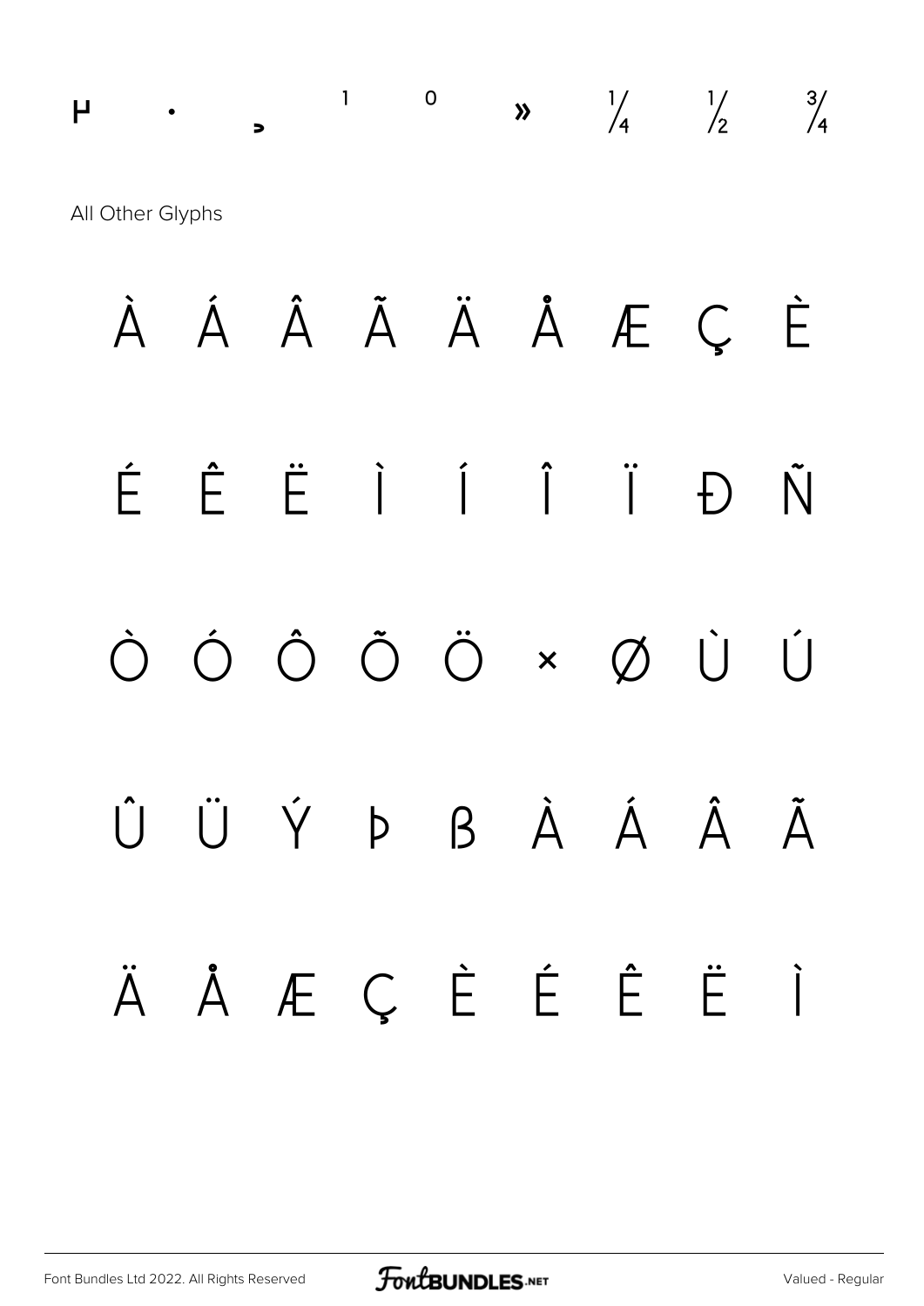µ · ¸ ¹ º » ¼ ½ ¾

All Other Glyphs

À Á Â Ã Ä Å Æ Ç È

É Ê Ë Ì Í Î Ï Ð Ñ

Ò Ó Ô Õ Ö × Ø Ù Ú

Û Ü Ý Þ ß à á â ã

ä å æ ç è é ê ë ì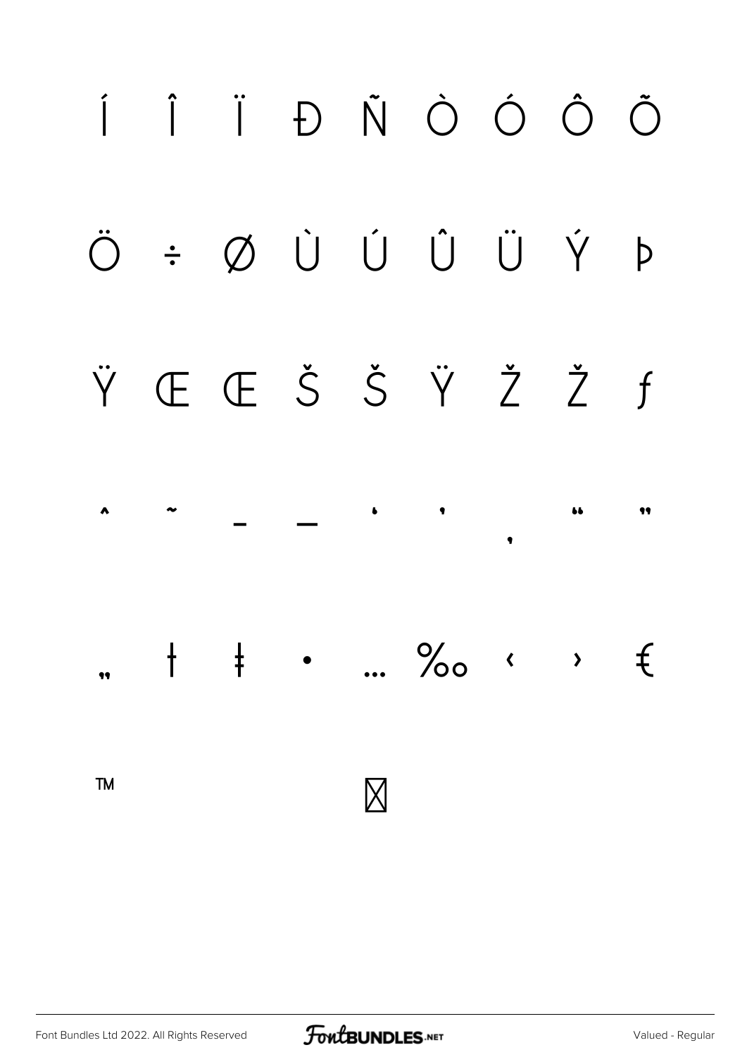Í Î Ï Ð Ñ Ò Ó Ô Õ

Ö ÷ Ø Ù Ú Û Ü Ý Þ

Ÿ Œ Œ Š Š Ÿ Ž Ž ƒ

ˆ ˜ – — ‘ ’ ‚ “ ”

„ † ‡ • … ‰ ‹ › €

™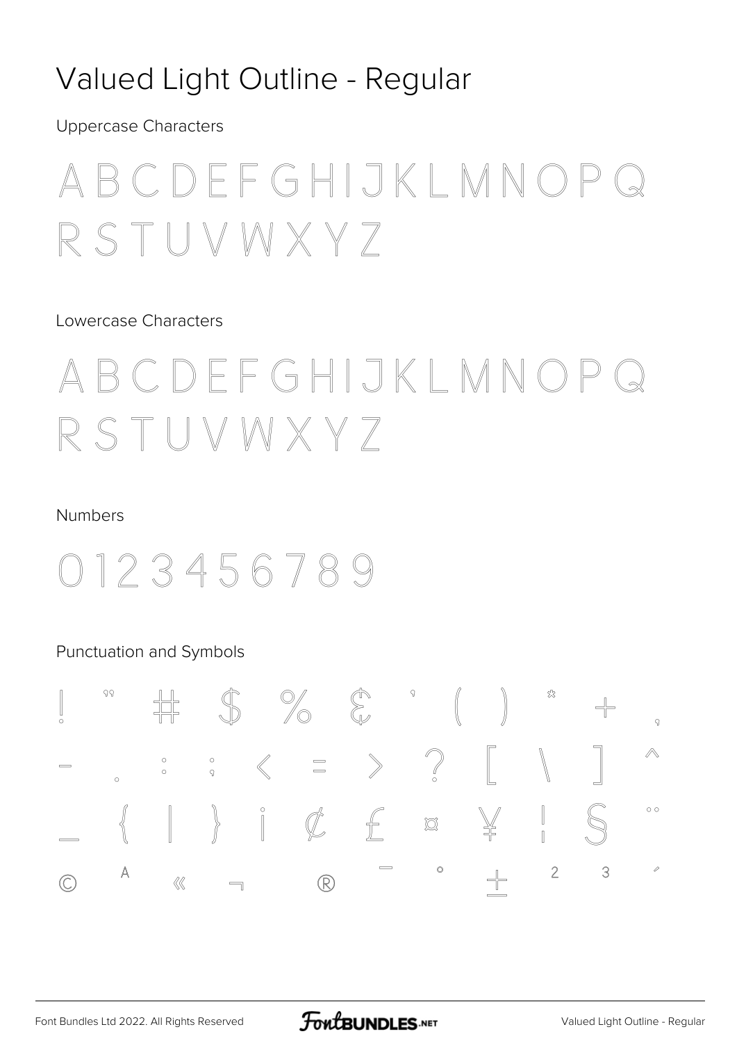# Valued Light Outline - Regular

Uppercase Characters

A B C D E F G H I J K L M N O P Q R S T U V W X Y Z

Lowercase Characters

A B C D E F G H I J K L M N O P Q R S T U V W X Y Z

Numbers

0 1 2 3 4 5 6 7 8 9

Punctuation and Symbols

! " # $ % & ' ( ) * + ,
- . : ; < = > ? [ \ ] ^
_ { | } ¡ ¢ £ ¤ ¥ ¦ § ¨
© ª « ¬ ® ¯ ° ± ² ³ ´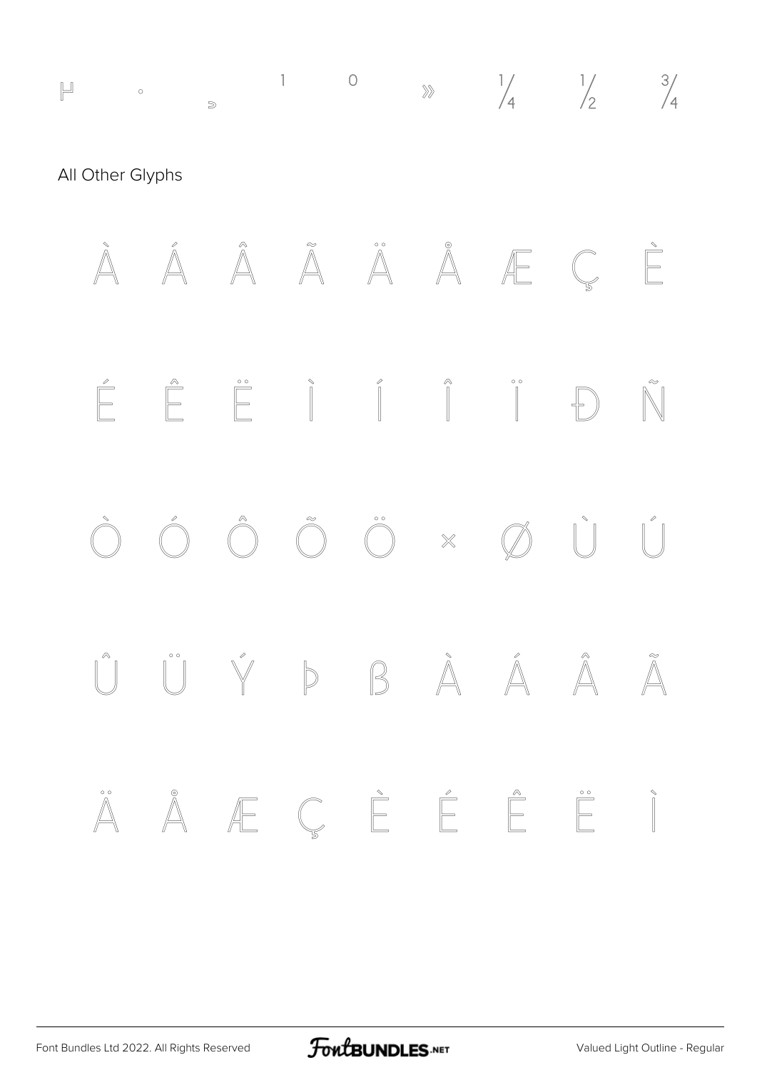µ · ¸ ¹ º » ¼ ½ ¾

All Other Glyphs

À Á Â Ã Ä Å Æ Ç È

É Ê Ë Ì Í Î Ï Ð Ñ

Ò Ó Ô Õ Ö × Ø Ù Ú

Û Ü Ý Þ ß à á â ã

ä å æ ç è é ê ë ì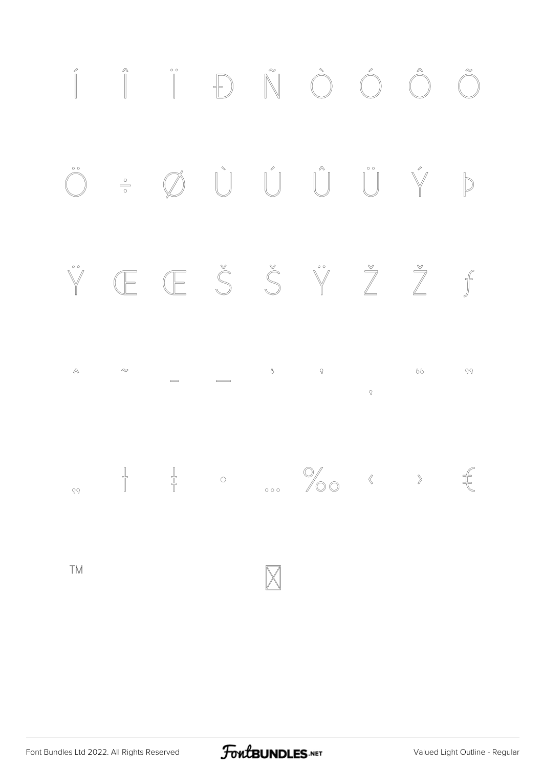Í Î Ï Ð Ñ Ò Ó Ô Õ

Ö ÷ Ø Ù Ú Û Ü Ý Þ

Ÿ Œ Œ Š Š Ÿ Ž Ž ƒ

ˆ ˜ – — ‘ ’ ‚ “ ”

„ † ‡ • … ‰ ‹ › €

™ ⌧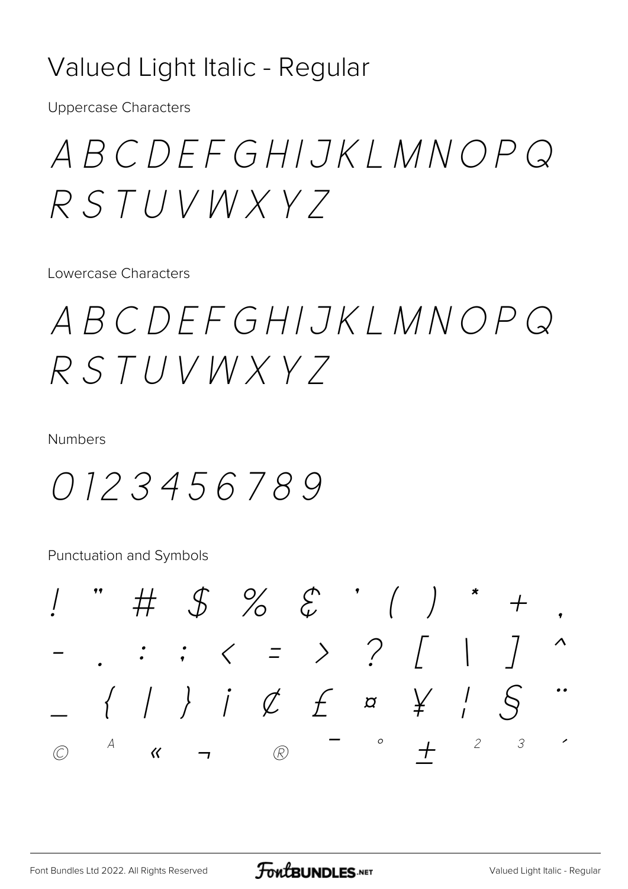# Valued Light Italic - Regular

Uppercase Characters

ABCDEFGHIJKLMNOPQ
RSTUVWXYZ

Lowercase Characters

ABCDEFGHIJKLMNOPQ
RSTUVWXYZ

Numbers

0123456789

Punctuation and Symbols

! " # $ % & ' ( ) * + ,
- . : ; < = > ? [ \ ] ^
_ { | } ¡ ¢ £ ¤ ¥ ¦ § ¨
© ª « ¬ ® ¯ ° ± ² ³ ´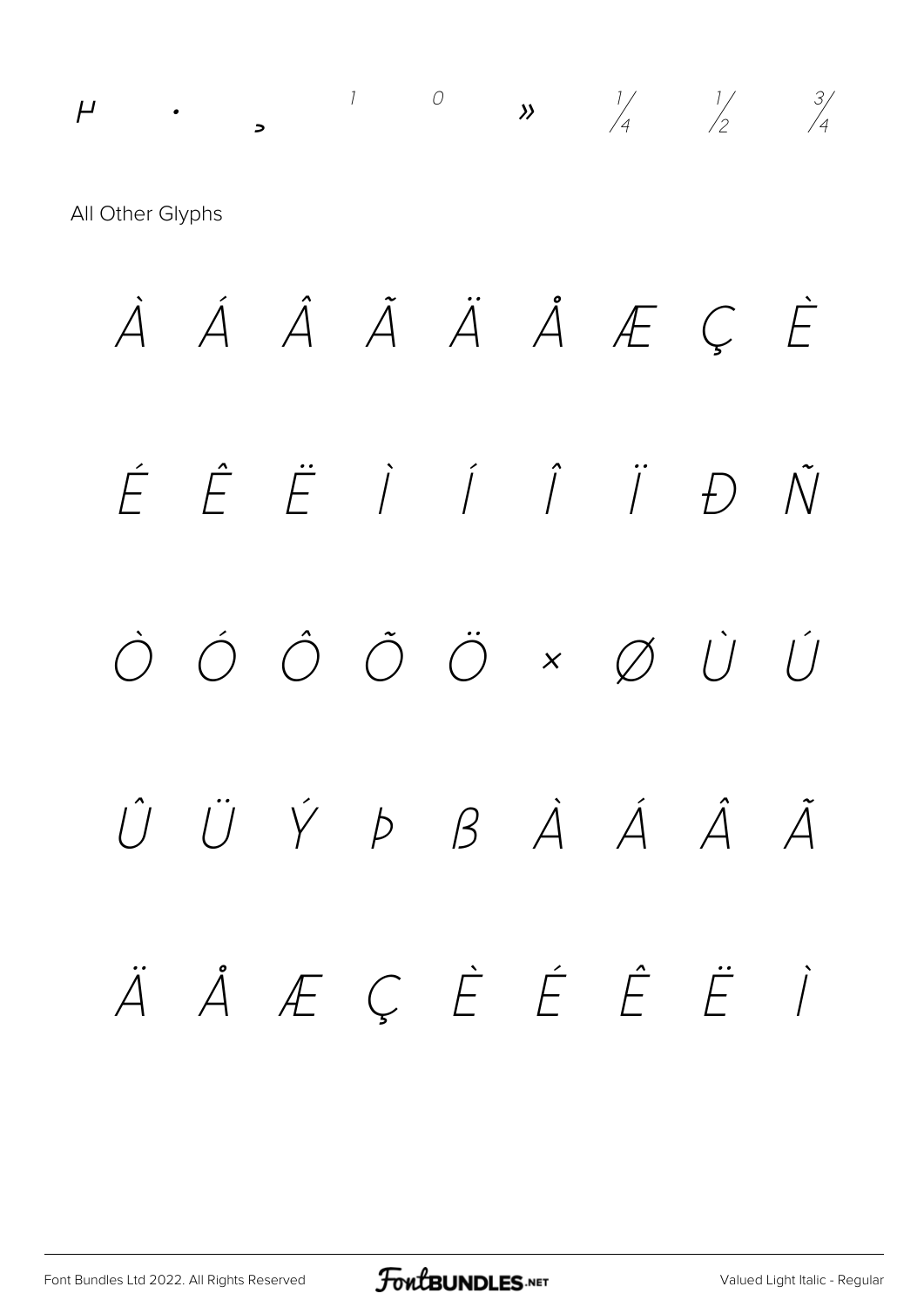µ · ¸ ¹ º » ¼ ½ ¾

All Other Glyphs

À Á Â Ã Ä Å Æ Ç È

É Ê Ë Ì Í Î Ï Ð Ñ

Ò Ó Ô Õ Ö × Ø Ù Ú

Û Ü Ý Þ ß à á â ã

ä å æ ç è é ê ë ì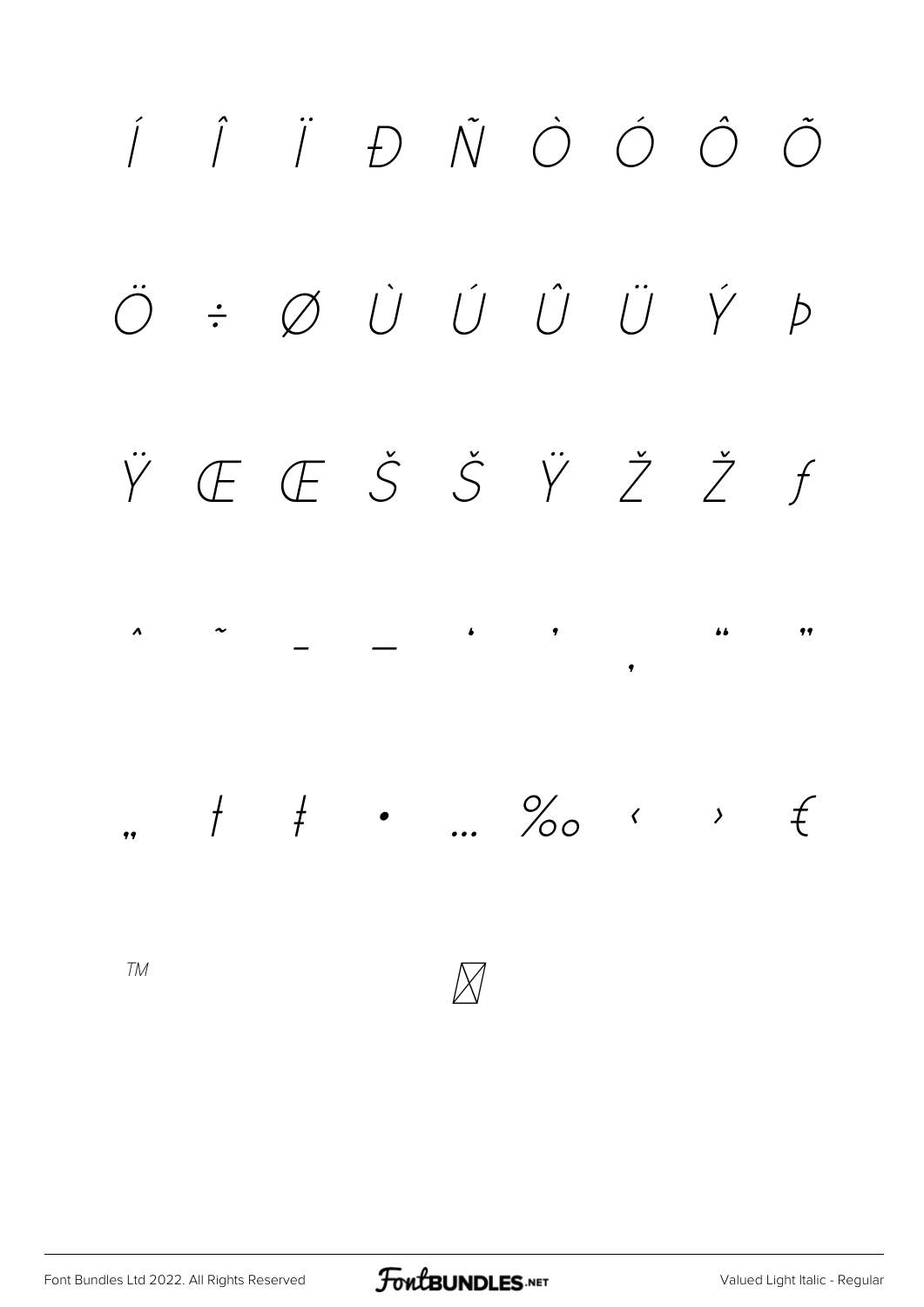Í Î Ï Ð Ñ Ò Ó Ô Õ

Ö ÷ Ø Ù Ú Û Ü Ý Þ

Ÿ Œ Œ Š Š Ÿ Ž Ž ƒ

ˆ ˜ – — ' ' ‚ " "

„ † ‡ • … ‰ ‹ › €

™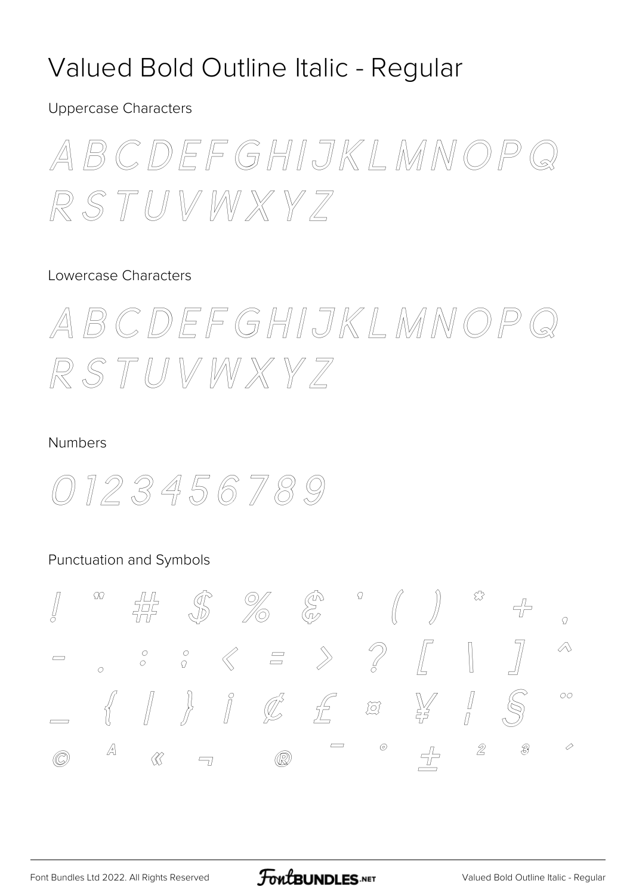# Valued Bold Outline Italic - Regular

Uppercase Characters

A B C D E F G H I J K L M N O P Q R S T U V W X Y Z

Lowercase Characters

A B C D E F G H I J K L M N O P Q R S T U V W X Y Z

Numbers

0 1 2 3 4 5 6 7 8 9

Punctuation and Symbols

! " # $ % & ' ( ) * + ,
- . : ; < = > ? [ \ ] ^
_ { | } ¡ ¢ £ ¤ ¥ ¦ § ¨
© ª « ¬ ® ¯ ° ± ² ³ ´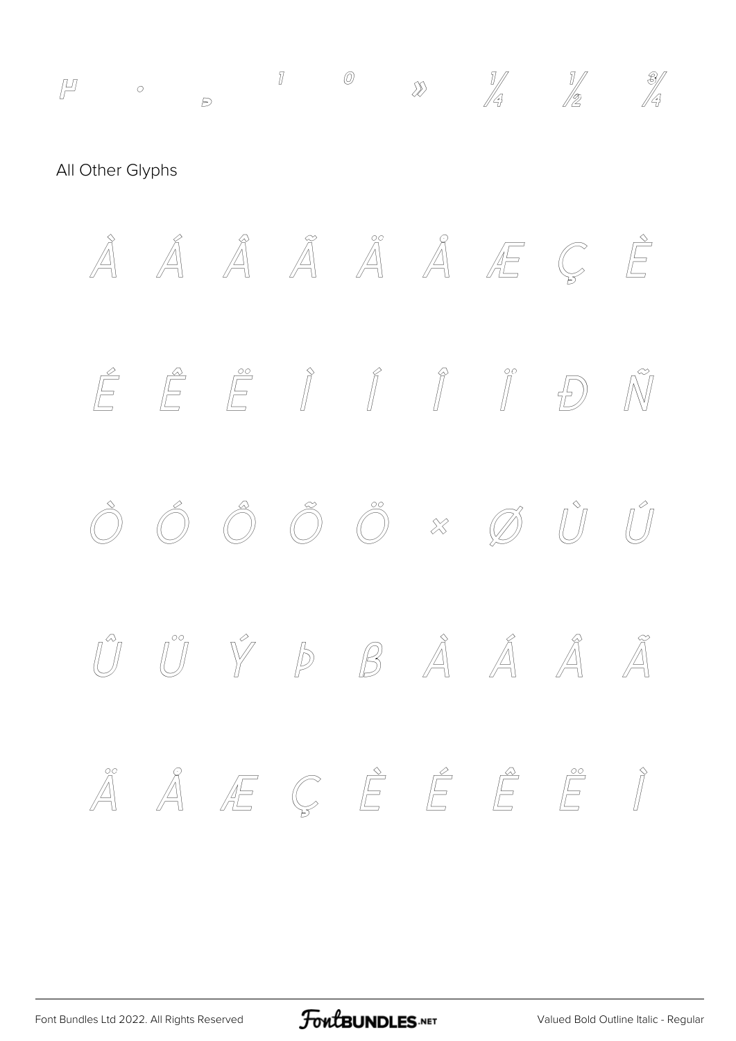µ · ¸ ¹ º » ¼ ½ ¾

All Other Glyphs

À Á Â Ã Ä Å Æ Ç È

É Ê Ë Ì Í Î Ï Ð Ñ

Ò Ó Ô Õ Ö × Ø Ù Ú

Û Ü Ý Þ ß À Á Â Ã

Ä Å Æ Ç È É Ê Ë Ì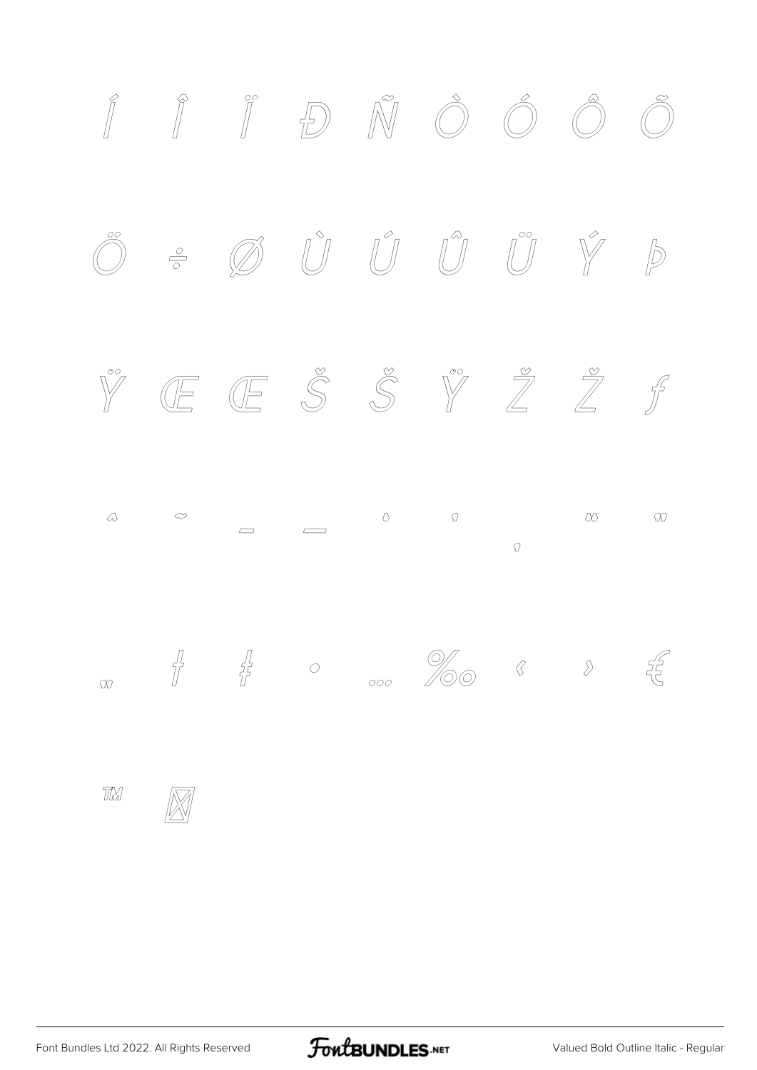Í Î Ï Ð Ñ Ò Ó Ô Õ

Ö ÷ Ø Ù Ú Û Ü Ý Þ

Ÿ Œ Œ Š Š Ÿ Ž Ž ƒ

ˆ ˜ – — ‘ ’ ‚ “ ”

„ † ‡ • … ‰ ‹ › €

™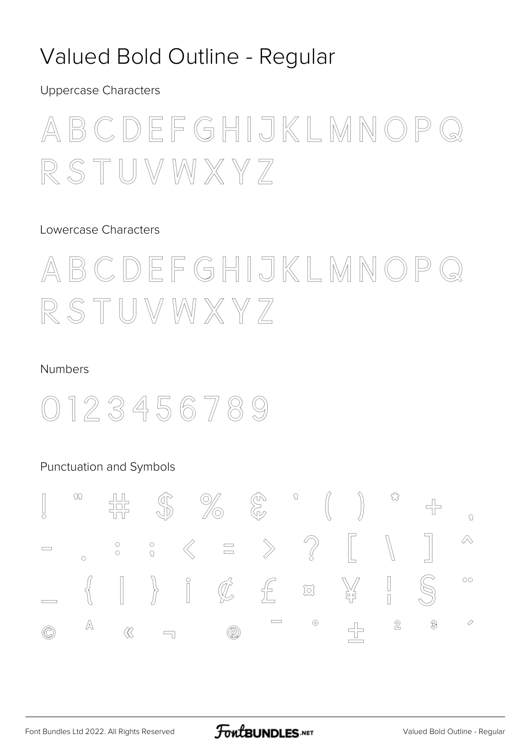# Valued Bold Outline - Regular

Uppercase Characters

A B C D E F G H I J K L M N O P Q
R S T U V W X Y Z

Lowercase Characters

A B C D E F G H I J K L M N O P Q
R S T U V W X Y Z

Numbers

0 1 2 3 4 5 6 7 8 9

Punctuation and Symbols

! " # $ % & ' ( ) * + ,
- . : ; < = > ? [ \ ] ^
_ { | } ¡ ¢ £ ¤ ¥ ¦ § ¨
© ª « ¬ ® ¯ ° ± ² ³ ´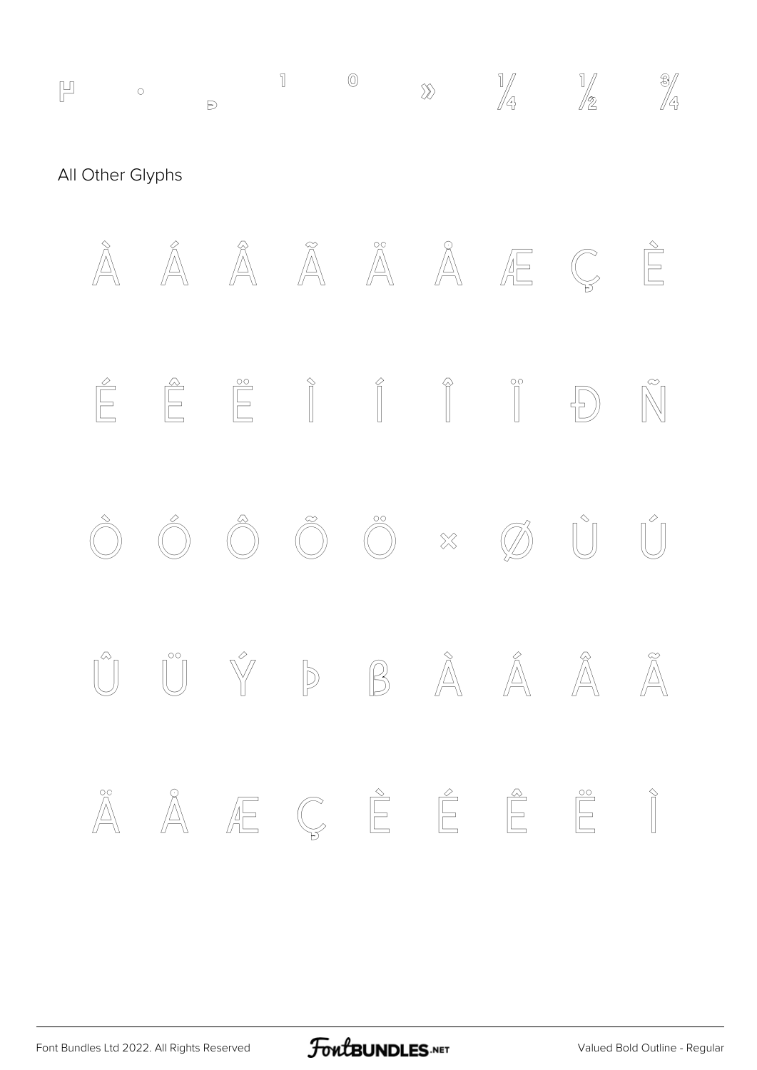µ · ¸ ¹ º » ¼ ½ ¾

All Other Glyphs

À Á Â Ã Ä Å Æ Ç È

É Ê Ë Ì Í Î Ï Ð Ñ

Ò Ó Ô Õ Ö × Ø Ù Ú

Û Ü Ý Þ ß à á â ã

ä å æ ç è é ê ë ì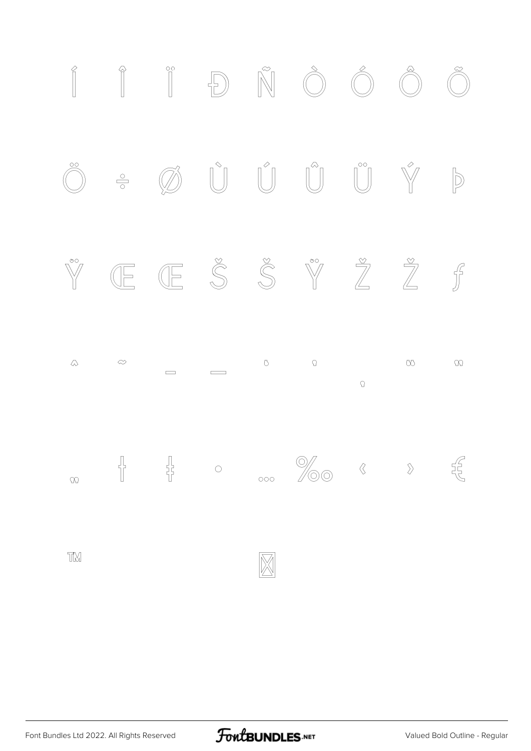Í Î Ï Ð Ñ Ò Ó Ô Õ

Ö ÷ Ø Ù Ú Û Ü Ý Þ

Ÿ Œ Œ Š Š Ÿ Ž Ž ƒ

ˆ ˜ – — ‘ ’ ‚ “ ”

„ † ‡ • … ‰ ‹ › €

™ ⌧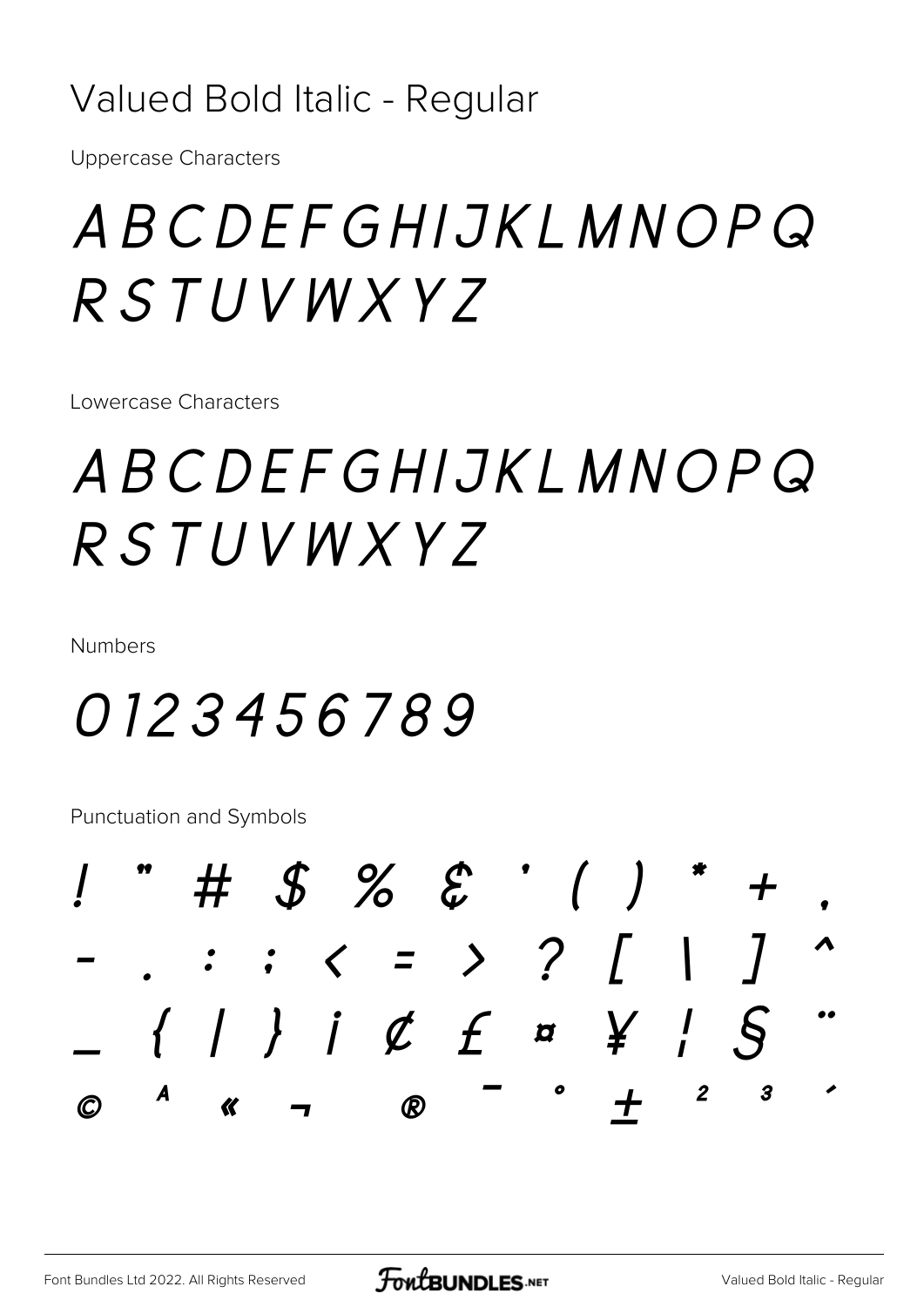# Valued Bold Italic - Regular

Uppercase Characters

ABCDEFGHIJKLMNOPQ
RSTUVWXYZ

Lowercase Characters

ABCDEFGHIJKLMNOPQ
RSTUVWXYZ

Numbers

0123456789

Punctuation and Symbols

! " # $ % & ' ( ) * + ,
- . : ; < = > ? [ \ ] ^
_ { | } ¡ ¢ £ ¤ ¥ ¦ § ¨
© ª « ¬ ® ¯ ° ± ² ³ ´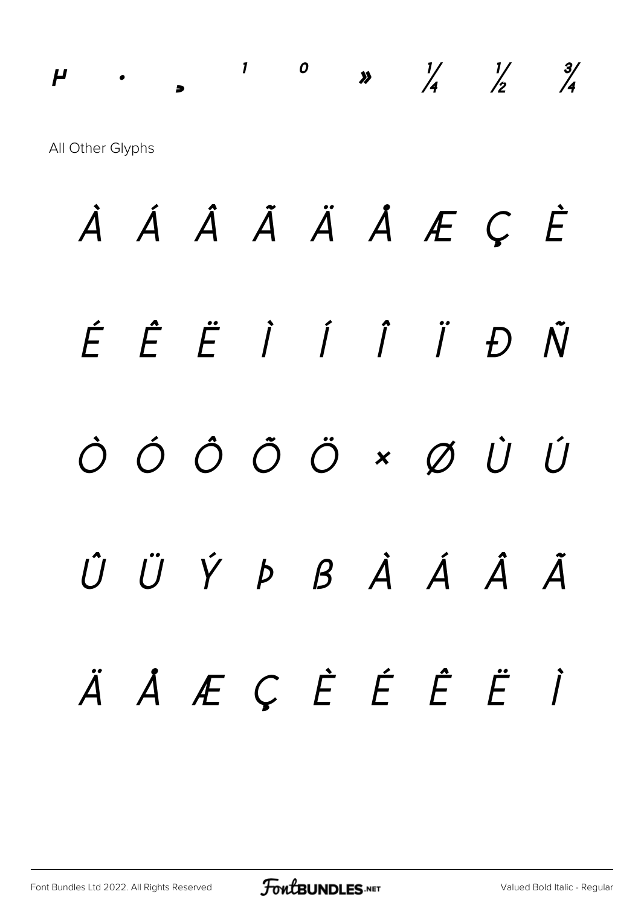µ · ¸ ¹ º » ¼ ½ ¾

All Other Glyphs

À Á Â Ã Ä Å Æ Ç È

É Ê Ë Ì Í Î Ï Ð Ñ

Ò Ó Ô Õ Ö × Ø Ù Ú

Û Ü Ý Þ ß À Á Â Ã

Ä Å Æ Ç È É Ê Ë Ì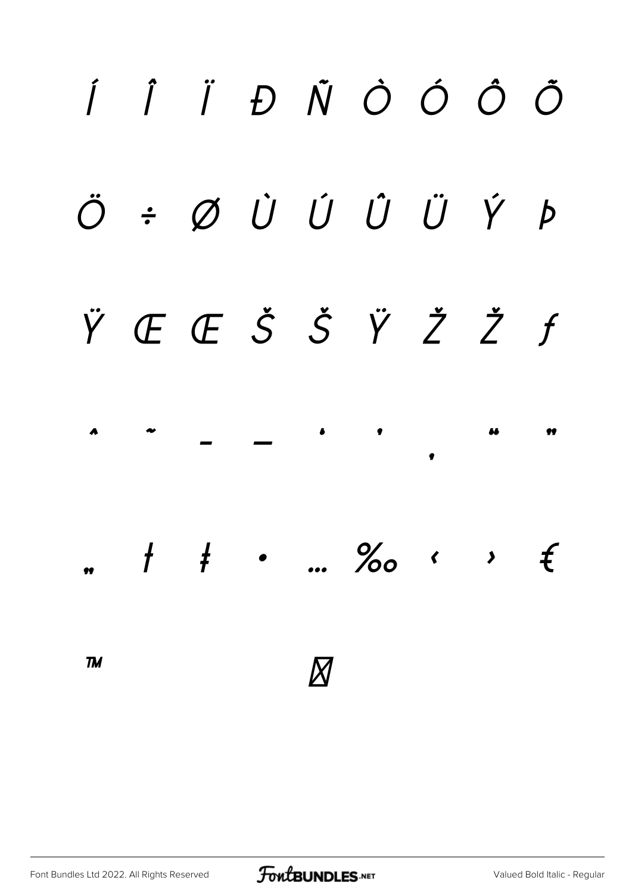Í Î Ï Ð Ñ Ò Ó Ô Õ

Ö ÷ Ø Ù Ú Û Ü Ý Þ

Ÿ Œ Œ Š Š Ÿ Ž Ž ƒ

ˆ ˜ – — ‘ ’ ‚ “ ”

„ † ‡ • … ‰ ‹ › €

™ ⊠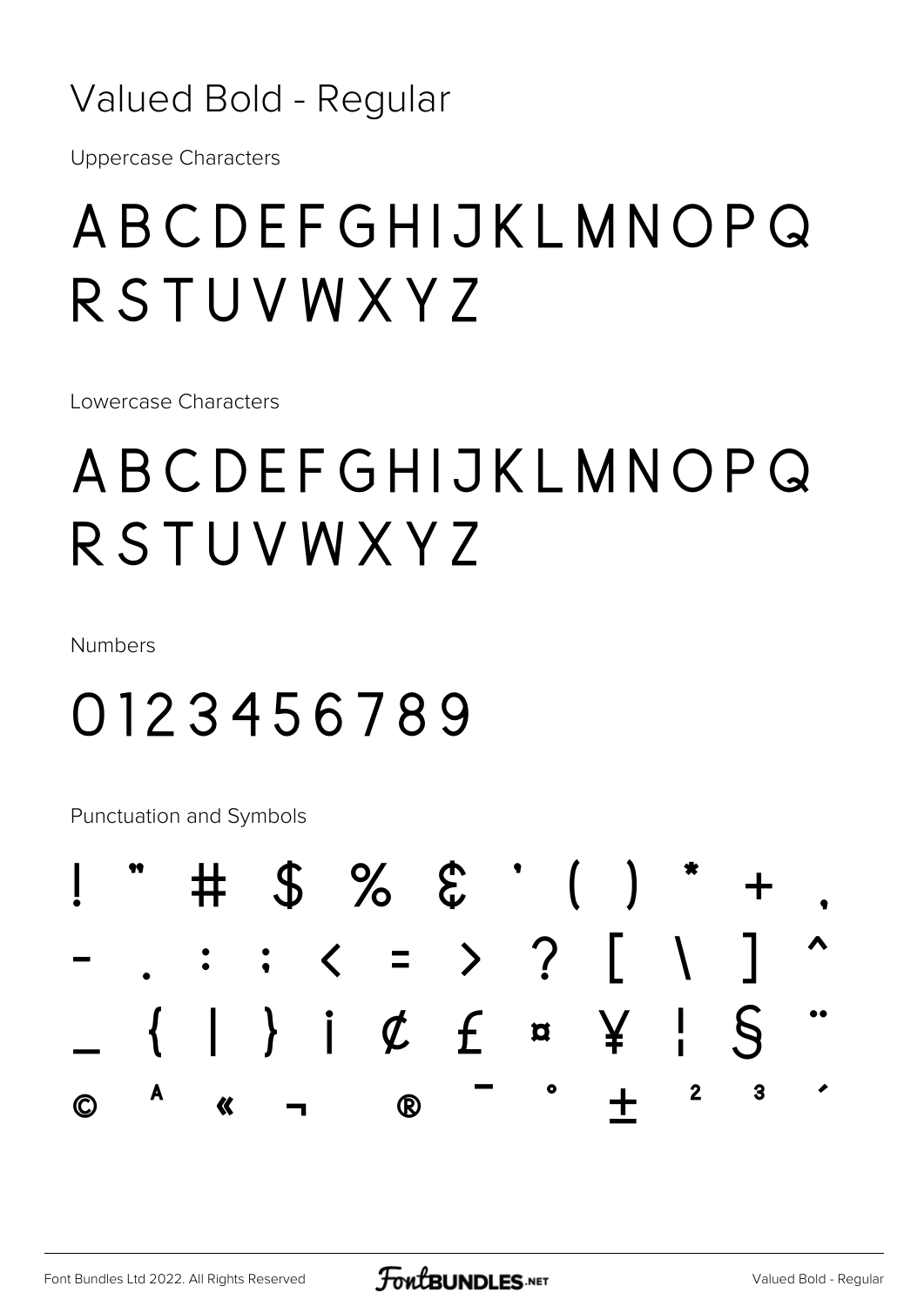# Valued Bold - Regular

Uppercase Characters

ABCDEFGHIJKLMNOPQ
RSTUVWXYZ

Lowercase Characters

ABCDEFGHIJKLMNOPQ
RSTUVWXYZ

Numbers

0123456789

Punctuation and Symbols

! " # $ % & ' ( ) * + ,
- . : ; < = > ? [ \ ] ^
_ { | } ¡ ¢ £ ¤ ¥ ¦ § ¨
© ª « ¬ ® ¯ ° ± ² ³ ´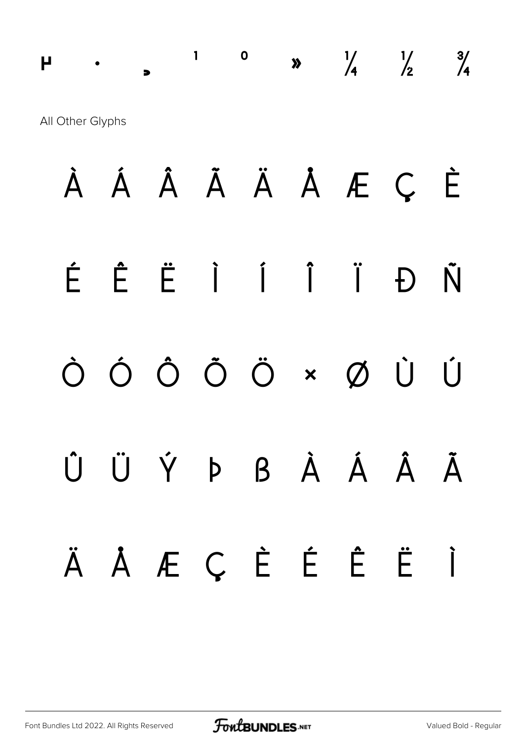µ · ¸ ¹ º » ¼ ½ ¾

All Other Glyphs

À Á Â Ã Ä Å Æ Ç È

É Ê Ë Ì Í Î Ï Ð Ñ

Ò Ó Ô Õ Ö × Ø Ù Ú

Û Ü Ý Þ ß à á â ã

ä å æ ç è é ê ë ì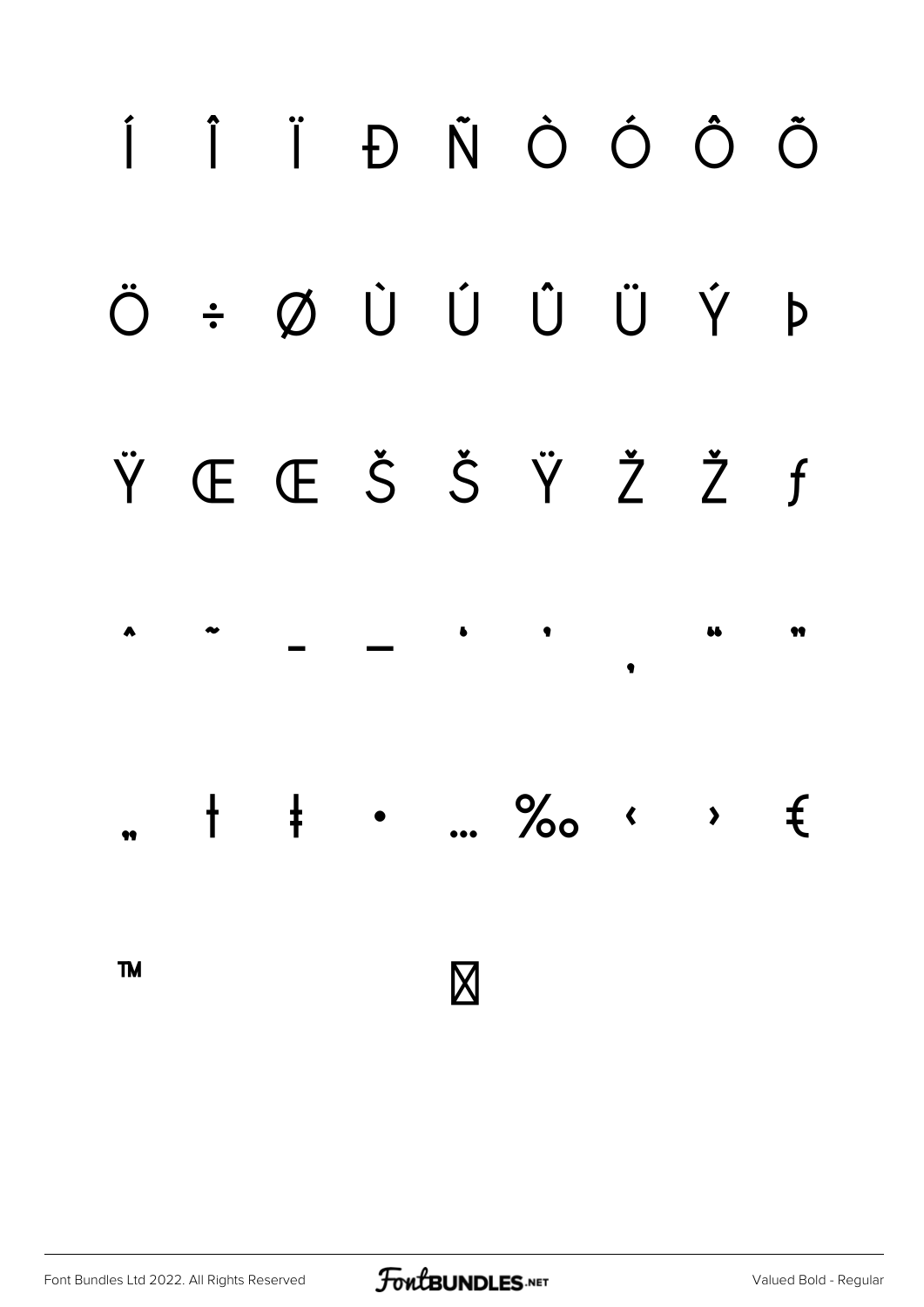Í Î Ï Ð Ñ Ò Ó Ô Õ

Ö ÷ Ø Ù Ú Û Ü Ý Þ

Ÿ Œ Œ Š Š Ÿ Ž Ž ƒ

ˆ ˜ – — ‘ ’ ‚ “ ”

„ † ‡ • … ‰ ‹ › €

™ ⊠